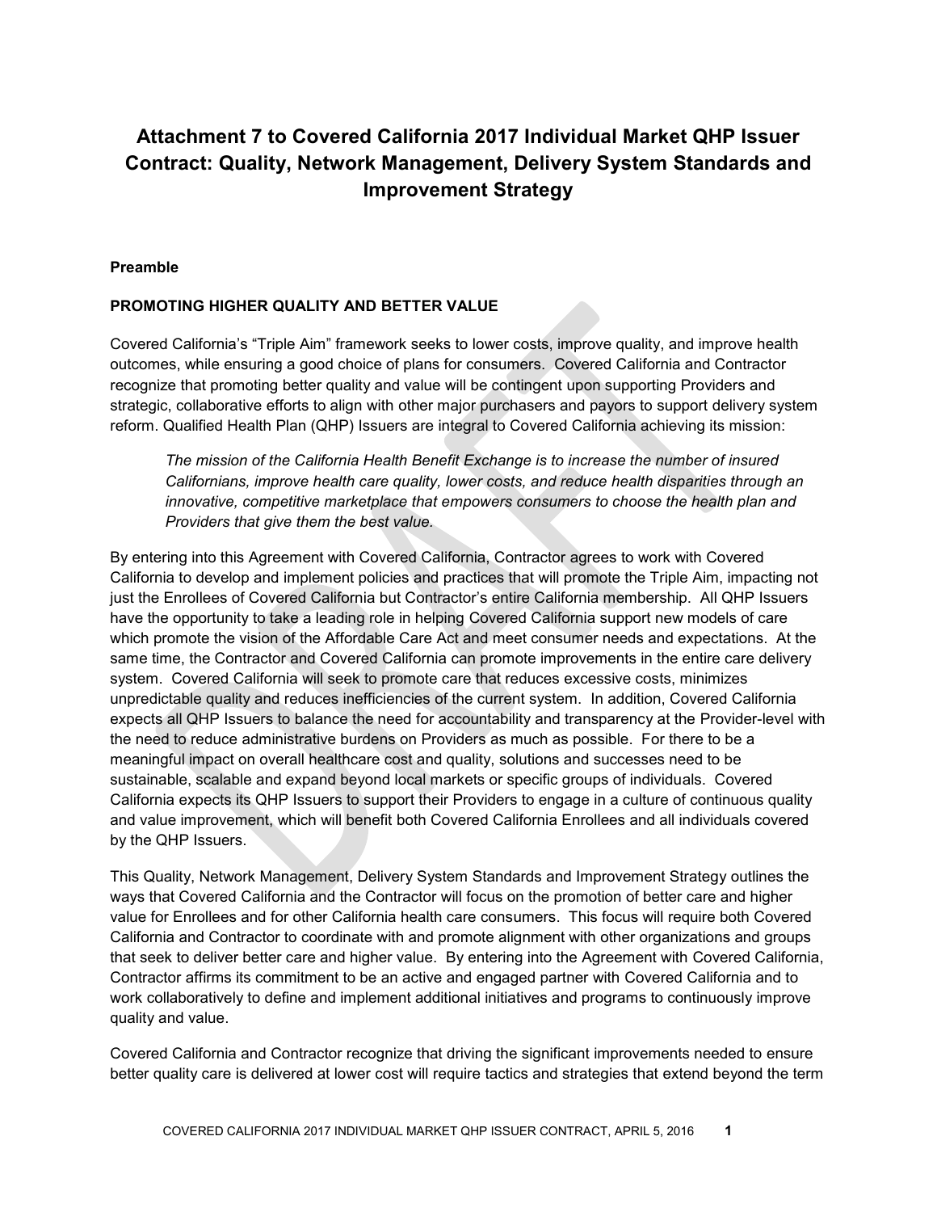# Attachment 7 to Covered California 2017 Individual Market QHP Issuer Contract: Quality, Network Management, Delivery System Standards and Improvement Strategy

**Preamble**

**PROMOTING HIGHER QUALITY AND BETTER VALUE**

Covered California's "Triple Aim" framework seeks to lower costs, improve quality, and improve health outcomes, while ensuring a good choice of plans for consumers. Covered California and Contractor recognize that promoting better quality and value will be contingent upon supporting Providers and strategic, collaborative efforts to align with other major purchasers and payors to support delivery system reform. Qualified Health Plan (QHP) Issuers are integral to Covered California achieving its mission:

> *The mission of the California Health Benefit Exchange is to increase the number of insured Californians, improve health care quality, lower costs, and reduce health disparities through an innovative, competitive marketplace that empowers consumers to choose the health plan and Providers that give them the best value.*

By entering into this Agreement with Covered California, Contractor agrees to work with Covered California to develop and implement policies and practices that will promote the Triple Aim, impacting not just the Enrollees of Covered California but Contractor's entire California membership. All QHP Issuers have the opportunity to take a leading role in helping Covered California support new models of care which promote the vision of the Affordable Care Act and meet consumer needs and expectations. At the same time, the Contractor and Covered California can promote improvements in the entire care delivery system. Covered California will seek to promote care that reduces excessive costs, minimizes unpredictable quality and reduces inefficiencies of the current system. In addition, Covered California expects all QHP Issuers to balance the need for accountability and transparency at the Provider-level with the need to reduce administrative burdens on Providers as much as possible. For there to be a meaningful impact on overall healthcare cost and quality, solutions and successes need to be sustainable, scalable and expand beyond local markets or specific groups of individuals. Covered California expects its QHP Issuers to support their Providers to engage in a culture of continuous quality and value improvement, which will benefit both Covered California Enrollees and all individuals covered by the QHP Issuers.

This Quality, Network Management, Delivery System Standards and Improvement Strategy outlines the ways that Covered California and the Contractor will focus on the promotion of better care and higher value for Enrollees and for other California health care consumers. This focus will require both Covered California and Contractor to coordinate with and promote alignment with other organizations and groups that seek to deliver better care and higher value. By entering into the Agreement with Covered California, Contractor affirms its commitment to be an active and engaged partner with Covered California and to work collaboratively to define and implement additional initiatives and programs to continuously improve quality and value.

Covered California and Contractor recognize that driving the significant improvements needed to ensure better quality care is delivered at lower cost will require tactics and strategies that extend beyond the term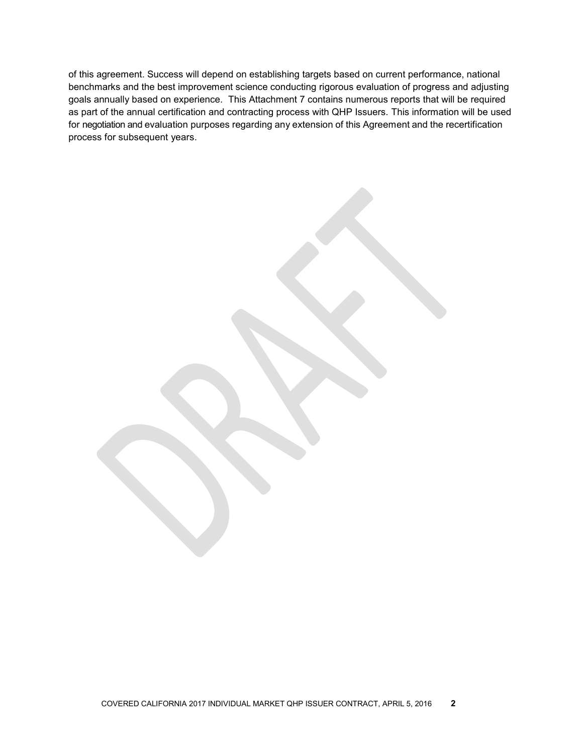of this agreement. Success will depend on establishing targets based on current performance, national benchmarks and the best improvement science conducting rigorous evaluation of progress and adjusting goals annually based on experience. This Attachment 7 contains numerous reports that will be required as part of the annual certification and contracting process with QHP Issuers. This information will be used for negotiation and evaluation purposes regarding any extension of this Agreement and the recertification process for subsequent years.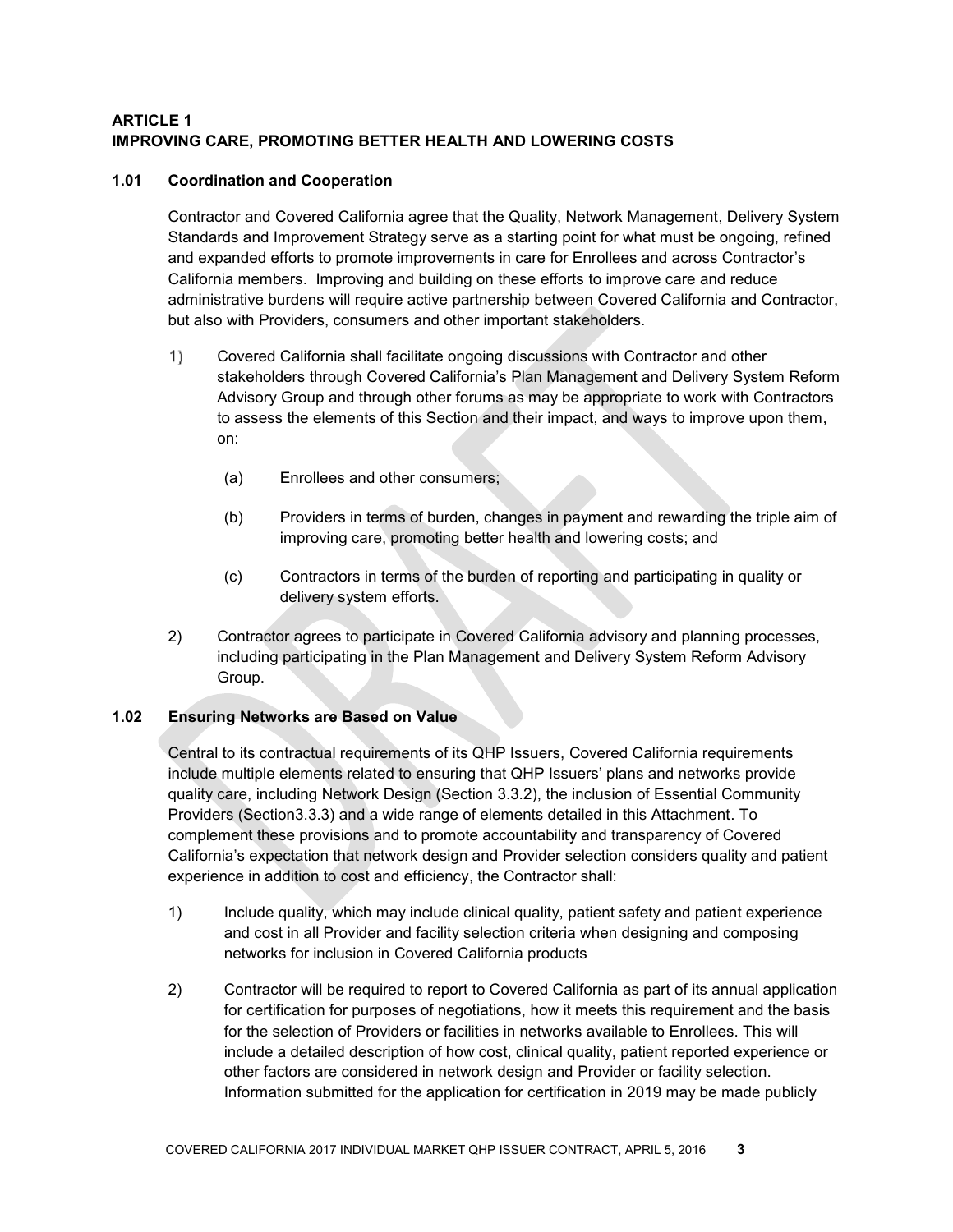## ARTICLE 1
## IMPROVING CARE, PROMOTING BETTER HEALTH AND LOWERING COSTS

### 1.01 Coordination and Cooperation

Contractor and Covered California agree that the Quality, Network Management, Delivery System Standards and Improvement Strategy serve as a starting point for what must be ongoing, refined and expanded efforts to promote improvements in care for Enrollees and across Contractor's California members. Improving and building on these efforts to improve care and reduce administrative burdens will require active partnership between Covered California and Contractor, but also with Providers, consumers and other important stakeholders.

1) Covered California shall facilitate ongoing discussions with Contractor and other stakeholders through Covered California's Plan Management and Delivery System Reform Advisory Group and through other forums as may be appropriate to work with Contractors to assess the elements of this Section and their impact, and ways to improve upon them, on:

   (a) Enrollees and other consumers;

   (b) Providers in terms of burden, changes in payment and rewarding the triple aim of improving care, promoting better health and lowering costs; and

   (c) Contractors in terms of the burden of reporting and participating in quality or delivery system efforts.

2) Contractor agrees to participate in Covered California advisory and planning processes, including participating in the Plan Management and Delivery System Reform Advisory Group.

### 1.02 Ensuring Networks are Based on Value

Central to its contractual requirements of its QHP Issuers, Covered California requirements include multiple elements related to ensuring that QHP Issuers' plans and networks provide quality care, including Network Design (Section 3.3.2), the inclusion of Essential Community Providers (Section3.3.3) and a wide range of elements detailed in this Attachment. To complement these provisions and to promote accountability and transparency of Covered California's expectation that network design and Provider selection considers quality and patient experience in addition to cost and efficiency, the Contractor shall:

1) Include quality, which may include clinical quality, patient safety and patient experience and cost in all Provider and facility selection criteria when designing and composing networks for inclusion in Covered California products

2) Contractor will be required to report to Covered California as part of its annual application for certification for purposes of negotiations, how it meets this requirement and the basis for the selection of Providers or facilities in networks available to Enrollees. This will include a detailed description of how cost, clinical quality, patient reported experience or other factors are considered in network design and Provider or facility selection. Information submitted for the application for certification in 2019 may be made publicly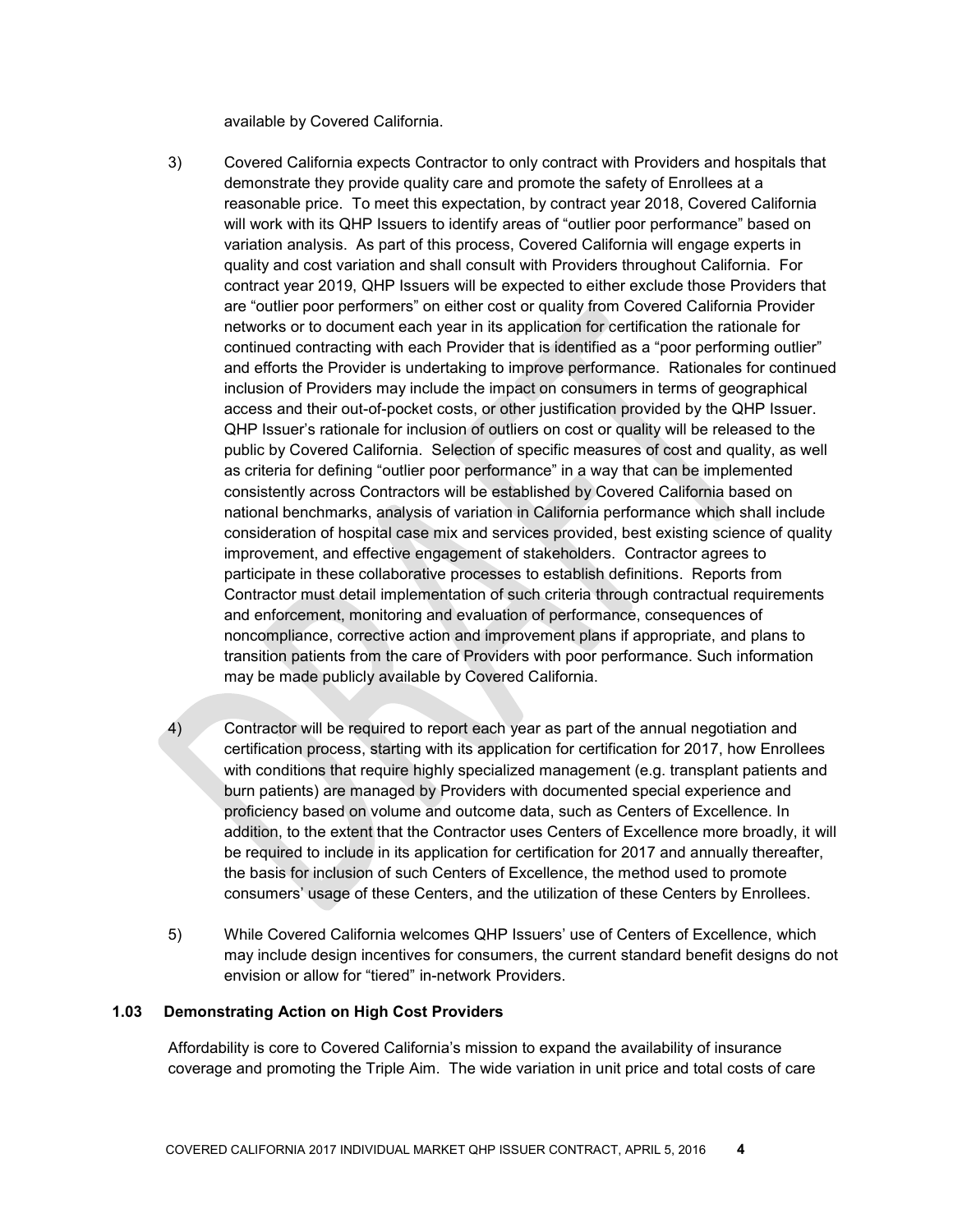available by Covered California.

3) Covered California expects Contractor to only contract with Providers and hospitals that demonstrate they provide quality care and promote the safety of Enrollees at a reasonable price. To meet this expectation, by contract year 2018, Covered California will work with its QHP Issuers to identify areas of "outlier poor performance" based on variation analysis. As part of this process, Covered California will engage experts in quality and cost variation and shall consult with Providers throughout California. For contract year 2019, QHP Issuers will be expected to either exclude those Providers that are "outlier poor performers" on either cost or quality from Covered California Provider networks or to document each year in its application for certification the rationale for continued contracting with each Provider that is identified as a "poor performing outlier" and efforts the Provider is undertaking to improve performance. Rationales for continued inclusion of Providers may include the impact on consumers in terms of geographical access and their out-of-pocket costs, or other justification provided by the QHP Issuer. QHP Issuer's rationale for inclusion of outliers on cost or quality will be released to the public by Covered California. Selection of specific measures of cost and quality, as well as criteria for defining "outlier poor performance" in a way that can be implemented consistently across Contractors will be established by Covered California based on national benchmarks, analysis of variation in California performance which shall include consideration of hospital case mix and services provided, best existing science of quality improvement, and effective engagement of stakeholders. Contractor agrees to participate in these collaborative processes to establish definitions. Reports from Contractor must detail implementation of such criteria through contractual requirements and enforcement, monitoring and evaluation of performance, consequences of noncompliance, corrective action and improvement plans if appropriate, and plans to transition patients from the care of Providers with poor performance. Such information may be made publicly available by Covered California.

4) Contractor will be required to report each year as part of the annual negotiation and certification process, starting with its application for certification for 2017, how Enrollees with conditions that require highly specialized management (e.g. transplant patients and burn patients) are managed by Providers with documented special experience and proficiency based on volume and outcome data, such as Centers of Excellence. In addition, to the extent that the Contractor uses Centers of Excellence more broadly, it will be required to include in its application for certification for 2017 and annually thereafter, the basis for inclusion of such Centers of Excellence, the method used to promote consumers' usage of these Centers, and the utilization of these Centers by Enrollees.

5) While Covered California welcomes QHP Issuers' use of Centers of Excellence, which may include design incentives for consumers, the current standard benefit designs do not envision or allow for "tiered" in-network Providers.

### 1.03 Demonstrating Action on High Cost Providers

Affordability is core to Covered California's mission to expand the availability of insurance coverage and promoting the Triple Aim. The wide variation in unit price and total costs of care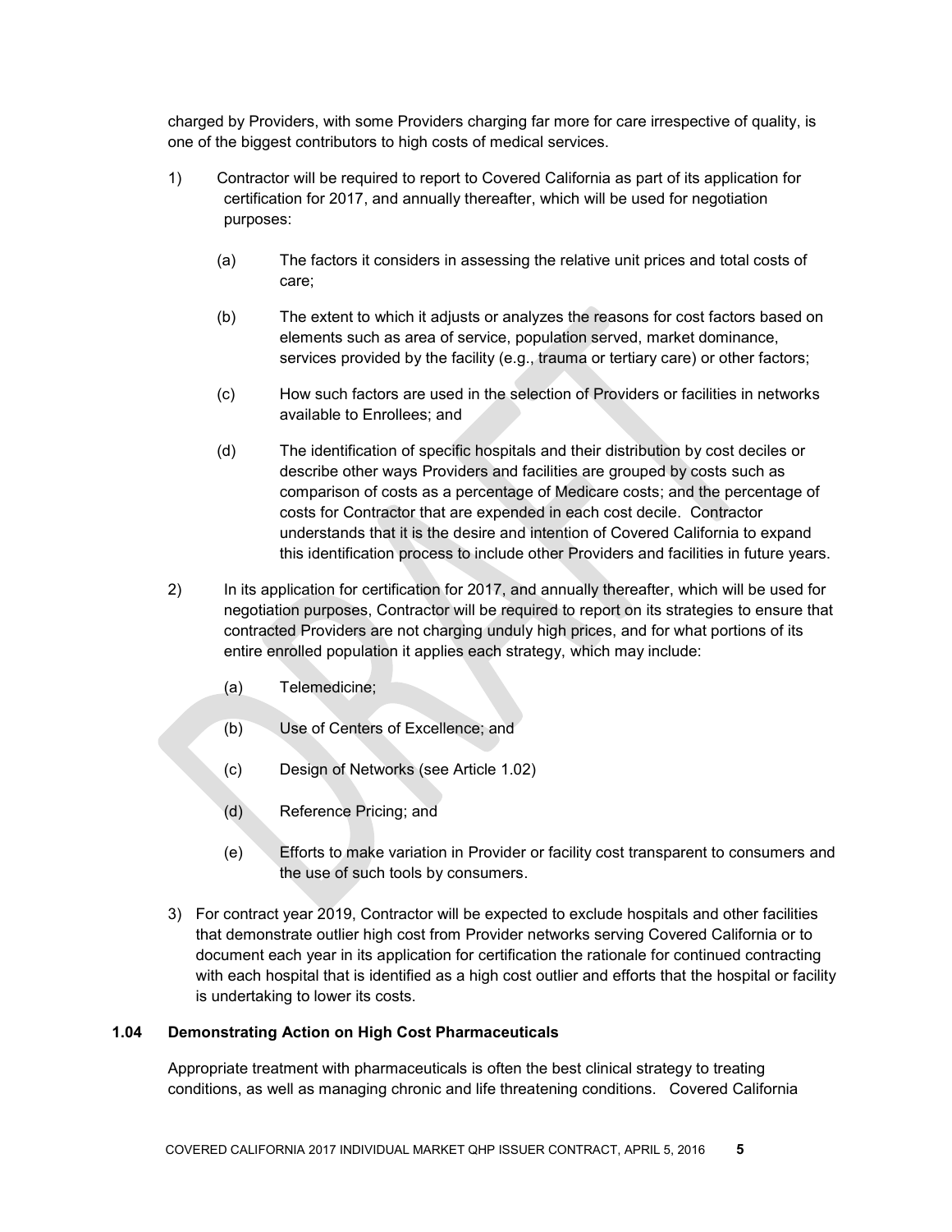charged by Providers, with some Providers charging far more for care irrespective of quality, is one of the biggest contributors to high costs of medical services.

1) Contractor will be required to report to Covered California as part of its application for certification for 2017, and annually thereafter, which will be used for negotiation purposes:

   (a) The factors it considers in assessing the relative unit prices and total costs of care;

   (b) The extent to which it adjusts or analyzes the reasons for cost factors based on elements such as area of service, population served, market dominance, services provided by the facility (e.g., trauma or tertiary care) or other factors;

   (c) How such factors are used in the selection of Providers or facilities in networks available to Enrollees; and

   (d) The identification of specific hospitals and their distribution by cost deciles or describe other ways Providers and facilities are grouped by costs such as comparison of costs as a percentage of Medicare costs; and the percentage of costs for Contractor that are expended in each cost decile. Contractor understands that it is the desire and intention of Covered California to expand this identification process to include other Providers and facilities in future years.

2) In its application for certification for 2017, and annually thereafter, which will be used for negotiation purposes, Contractor will be required to report on its strategies to ensure that contracted Providers are not charging unduly high prices, and for what portions of its entire enrolled population it applies each strategy, which may include:

   (a) Telemedicine;

   (b) Use of Centers of Excellence; and

   (c) Design of Networks (see Article 1.02)

   (d) Reference Pricing; and

   (e) Efforts to make variation in Provider or facility cost transparent to consumers and the use of such tools by consumers.

3) For contract year 2019, Contractor will be expected to exclude hospitals and other facilities that demonstrate outlier high cost from Provider networks serving Covered California or to document each year in its application for certification the rationale for continued contracting with each hospital that is identified as a high cost outlier and efforts that the hospital or facility is undertaking to lower its costs.

### 1.04 Demonstrating Action on High Cost Pharmaceuticals

Appropriate treatment with pharmaceuticals is often the best clinical strategy to treating conditions, as well as managing chronic and life threatening conditions. Covered California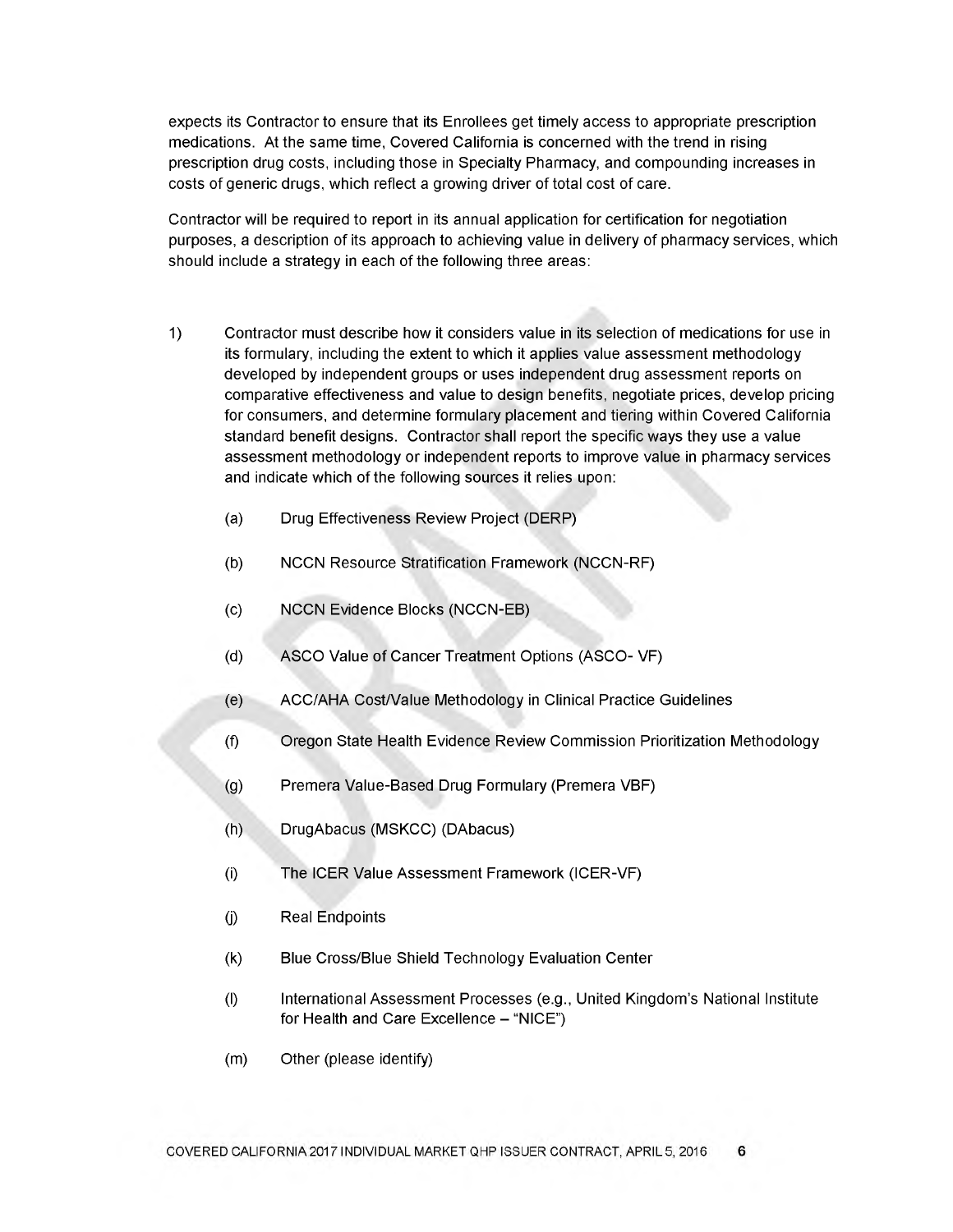expects its Contractor to ensure that its Enrollees get timely access to appropriate prescription medications. At the same time, Covered California is concerned with the trend in rising prescription drug costs, including those in Specialty Pharmacy, and compounding increases in costs of generic drugs, which reflect a growing driver of total cost of care.

Contractor will be required to report in its annual application for certification for negotiation purposes, a description of its approach to achieving value in delivery of pharmacy services, which should include a strategy in each of the following three areas:

1) Contractor must describe how it considers value in its selection of medications for use in its formulary, including the extent to which it applies value assessment methodology developed by independent groups or uses independent drug assessment reports on comparative effectiveness and value to design benefits, negotiate prices, develop pricing for consumers, and determine formulary placement and tiering within Covered California standard benefit designs. Contractor shall report the specific ways they use a value assessment methodology or independent reports to improve value in pharmacy services and indicate which of the following sources it relies upon:

   (a) Drug Effectiveness Review Project (DERP)

   (b) NCCN Resource Stratification Framework (NCCN-RF)

   (c) NCCN Evidence Blocks (NCCN-EB)

   (d) ASCO Value of Cancer Treatment Options (ASCO- VF)

   (e) ACC/AHA Cost/Value Methodology in Clinical Practice Guidelines

   (f) Oregon State Health Evidence Review Commission Prioritization Methodology

   (g) Premera Value-Based Drug Formulary (Premera VBF)

   (h) DrugAbacus (MSKCC) (DAbacus)

   (i) The ICER Value Assessment Framework (ICER-VF)

   (j) Real Endpoints

   (k) Blue Cross/Blue Shield Technology Evaluation Center

   (l) International Assessment Processes (e.g., United Kingdom's National Institute for Health and Care Excellence – "NICE")

   (m) Other (please identify)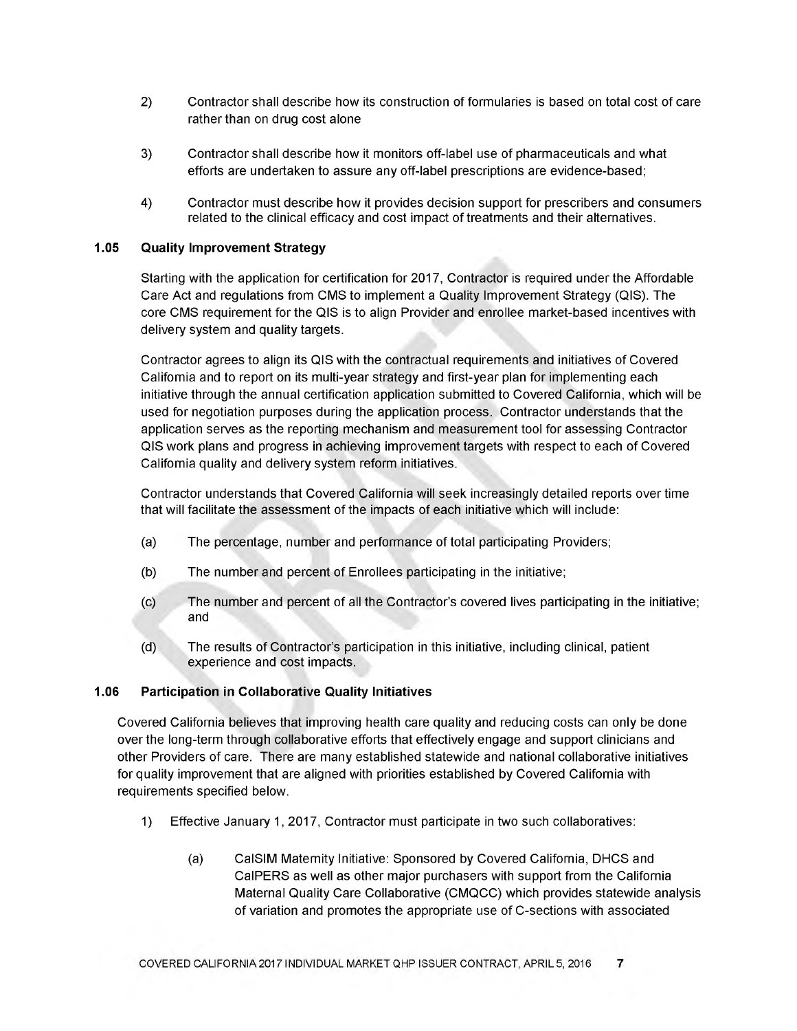2) Contractor shall describe how its construction of formularies is based on total cost of care rather than on drug cost alone

3) Contractor shall describe how it monitors off-label use of pharmaceuticals and what efforts are undertaken to assure any off-label prescriptions are evidence-based;

4) Contractor must describe how it provides decision support for prescribers and consumers related to the clinical efficacy and cost impact of treatments and their alternatives.

### 1.05 Quality Improvement Strategy

Starting with the application for certification for 2017, Contractor is required under the Affordable Care Act and regulations from CMS to implement a Quality Improvement Strategy (QIS). The core CMS requirement for the QIS is to align Provider and enrollee market-based incentives with delivery system and quality targets.

Contractor agrees to align its QIS with the contractual requirements and initiatives of Covered California and to report on its multi-year strategy and first-year plan for implementing each initiative through the annual certification application submitted to Covered California, which will be used for negotiation purposes during the application process. Contractor understands that the application serves as the reporting mechanism and measurement tool for assessing Contractor QIS work plans and progress in achieving improvement targets with respect to each of Covered California quality and delivery system reform initiatives.

Contractor understands that Covered California will seek increasingly detailed reports over time that will facilitate the assessment of the impacts of each initiative which will include:

(a) The percentage, number and performance of total participating Providers;

(b) The number and percent of Enrollees participating in the initiative;

(c) The number and percent of all the Contractor's covered lives participating in the initiative; and

(d) The results of Contractor's participation in this initiative, including clinical, patient experience and cost impacts.

### 1.06 Participation in Collaborative Quality Initiatives

Covered California believes that improving health care quality and reducing costs can only be done over the long-term through collaborative efforts that effectively engage and support clinicians and other Providers of care. There are many established statewide and national collaborative initiatives for quality improvement that are aligned with priorities established by Covered California with requirements specified below.

1) Effective January 1, 2017, Contractor must participate in two such collaboratives:

   (a) CalSIM Maternity Initiative: Sponsored by Covered California, DHCS and CalPERS as well as other major purchasers with support from the California Maternal Quality Care Collaborative (CMQCC) which provides statewide analysis of variation and promotes the appropriate use of C-sections with associated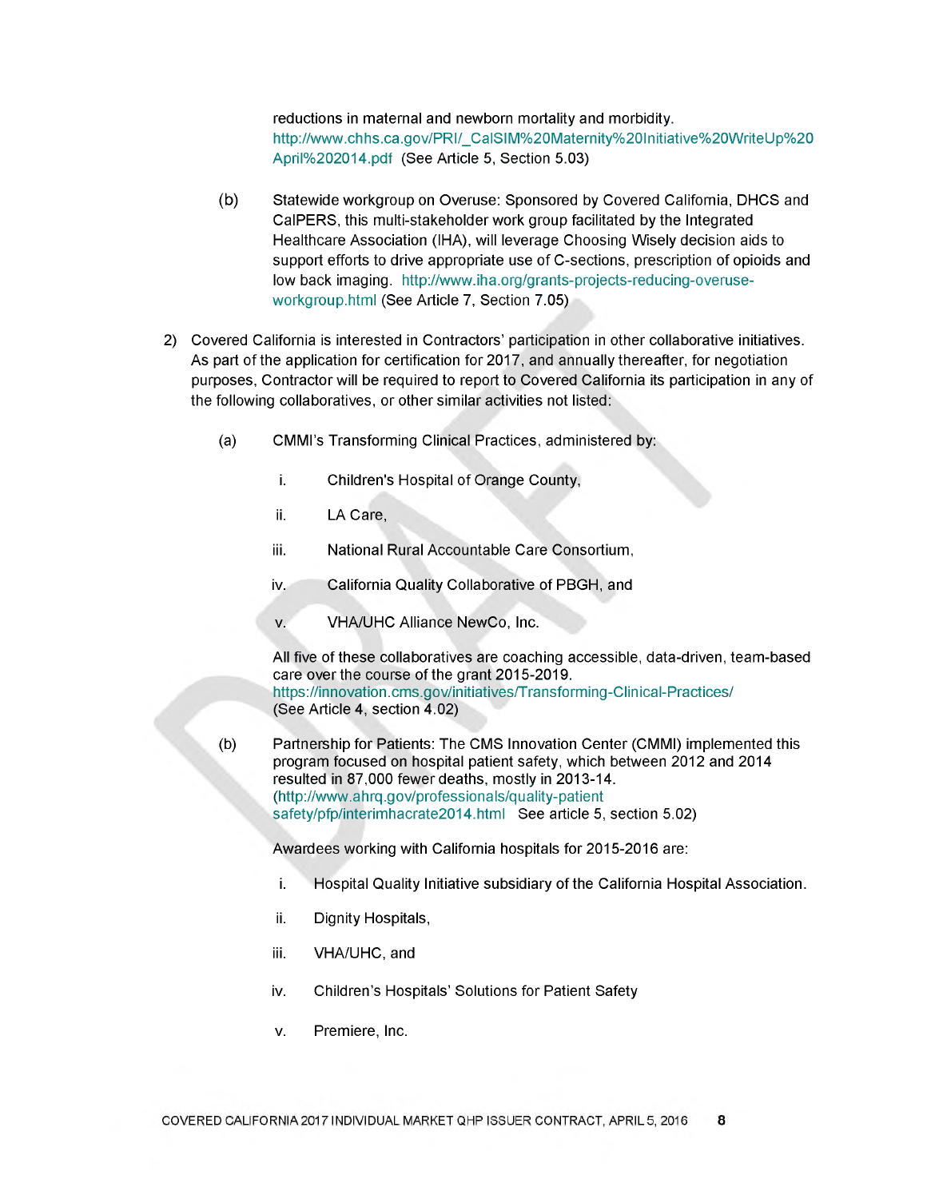reductions in maternal and newborn mortality and morbidity. http://www.chhs.ca.gov/PRI/_CalSIM%20Maternity%20Initiative%20WriteUp%20April%202014.pdf (See Article 5, Section 5.03)

(b) Statewide workgroup on Overuse: Sponsored by Covered California, DHCS and CalPERS, this multi-stakeholder work group facilitated by the Integrated Healthcare Association (IHA), will leverage Choosing Wisely decision aids to support efforts to drive appropriate use of C-sections, prescription of opioids and low back imaging. http://www.iha.org/grants-projects-reducing-overuse-workgroup.html (See Article 7, Section 7.05)

2) Covered California is interested in Contractors' participation in other collaborative initiatives. As part of the application for certification for 2017, and annually thereafter, for negotiation purposes, Contractor will be required to report to Covered California its participation in any of the following collaboratives, or other similar activities not listed:

(a) CMMI's Transforming Clinical Practices, administered by:

i. Children's Hospital of Orange County,

ii. LA Care,

iii. National Rural Accountable Care Consortium,

iv. California Quality Collaborative of PBGH, and

v. VHA/UHC Alliance NewCo, Inc.

All five of these collaboratives are coaching accessible, data-driven, team-based care over the course of the grant 2015-2019. https://innovation.cms.gov/initiatives/Transforming-Clinical-Practices/ (See Article 4, section 4.02)

(b) Partnership for Patients: The CMS Innovation Center (CMMI) implemented this program focused on hospital patient safety, which between 2012 and 2014 resulted in 87,000 fewer deaths, mostly in 2013-14. (http://www.ahrq.gov/professionals/quality-patient safety/pfp/interimhacrate2014.html See article 5, section 5.02)

Awardees working with California hospitals for 2015-2016 are:

i. Hospital Quality Initiative subsidiary of the California Hospital Association.

ii. Dignity Hospitals,

iii. VHA/UHC, and

iv. Children's Hospitals' Solutions for Patient Safety

v. Premiere, Inc.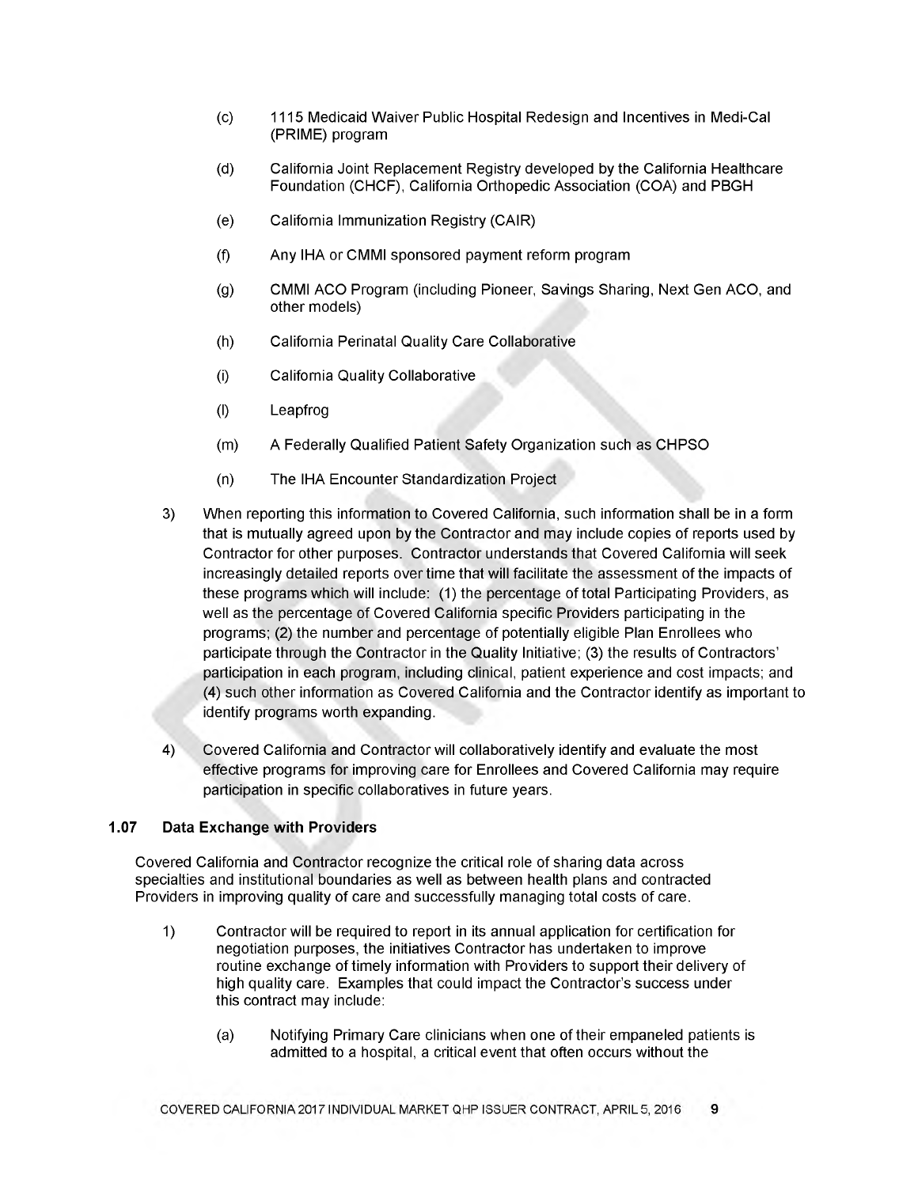(c) 1115 Medicaid Waiver Public Hospital Redesign and Incentives in Medi-Cal (PRIME) program

(d) California Joint Replacement Registry developed by the California Healthcare Foundation (CHCF), California Orthopedic Association (COA) and PBGH

(e) California Immunization Registry (CAIR)

(f) Any IHA or CMMI sponsored payment reform program

(g) CMMI ACO Program (including Pioneer, Savings Sharing, Next Gen ACO, and other models)

(h) California Perinatal Quality Care Collaborative

(i) California Quality Collaborative

(l) Leapfrog

(m) A Federally Qualified Patient Safety Organization such as CHPSO

(n) The IHA Encounter Standardization Project

3) When reporting this information to Covered California, such information shall be in a form that is mutually agreed upon by the Contractor and may include copies of reports used by Contractor for other purposes. Contractor understands that Covered California will seek increasingly detailed reports over time that will facilitate the assessment of the impacts of these programs which will include: (1) the percentage of total Participating Providers, as well as the percentage of Covered California specific Providers participating in the programs; (2) the number and percentage of potentially eligible Plan Enrollees who participate through the Contractor in the Quality Initiative; (3) the results of Contractors' participation in each program, including clinical, patient experience and cost impacts; and (4) such other information as Covered California and the Contractor identify as important to identify programs worth expanding.

4) Covered California and Contractor will collaboratively identify and evaluate the most effective programs for improving care for Enrollees and Covered California may require participation in specific collaboratives in future years.

### 1.07 Data Exchange with Providers

Covered California and Contractor recognize the critical role of sharing data across specialties and institutional boundaries as well as between health plans and contracted Providers in improving quality of care and successfully managing total costs of care.

1) Contractor will be required to report in its annual application for certification for negotiation purposes, the initiatives Contractor has undertaken to improve routine exchange of timely information with Providers to support their delivery of high quality care. Examples that could impact the Contractor's success under this contract may include:

(a) Notifying Primary Care clinicians when one of their empaneled patients is admitted to a hospital, a critical event that often occurs without the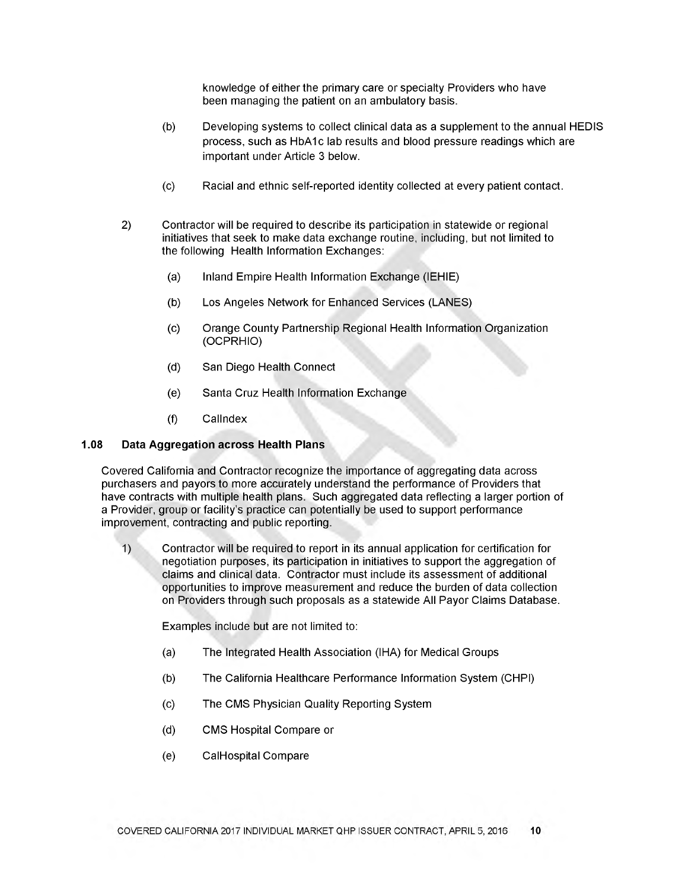knowledge of either the primary care or specialty Providers who have been managing the patient on an ambulatory basis.

(b) Developing systems to collect clinical data as a supplement to the annual HEDIS process, such as HbA1c lab results and blood pressure readings which are important under Article 3 below.

(c) Racial and ethnic self-reported identity collected at every patient contact.

2) Contractor will be required to describe its participation in statewide or regional initiatives that seek to make data exchange routine, including, but not limited to the following Health Information Exchanges:

(a) Inland Empire Health Information Exchange (IEHIE)

(b) Los Angeles Network for Enhanced Services (LANES)

(c) Orange County Partnership Regional Health Information Organization (OCPRHIO)

(d) San Diego Health Connect

(e) Santa Cruz Health Information Exchange

(f) CalIndex

### 1.08 Data Aggregation across Health Plans

Covered California and Contractor recognize the importance of aggregating data across purchasers and payors to more accurately understand the performance of Providers that have contracts with multiple health plans. Such aggregated data reflecting a larger portion of a Provider, group or facility's practice can potentially be used to support performance improvement, contracting and public reporting.

1) Contractor will be required to report in its annual application for certification for negotiation purposes, its participation in initiatives to support the aggregation of claims and clinical data. Contractor must include its assessment of additional opportunities to improve measurement and reduce the burden of data collection on Providers through such proposals as a statewide All Payor Claims Database.

   Examples include but are not limited to:

   (a) The Integrated Health Association (IHA) for Medical Groups

   (b) The California Healthcare Performance Information System (CHPI)

   (c) The CMS Physician Quality Reporting System

   (d) CMS Hospital Compare or

   (e) CalHospital Compare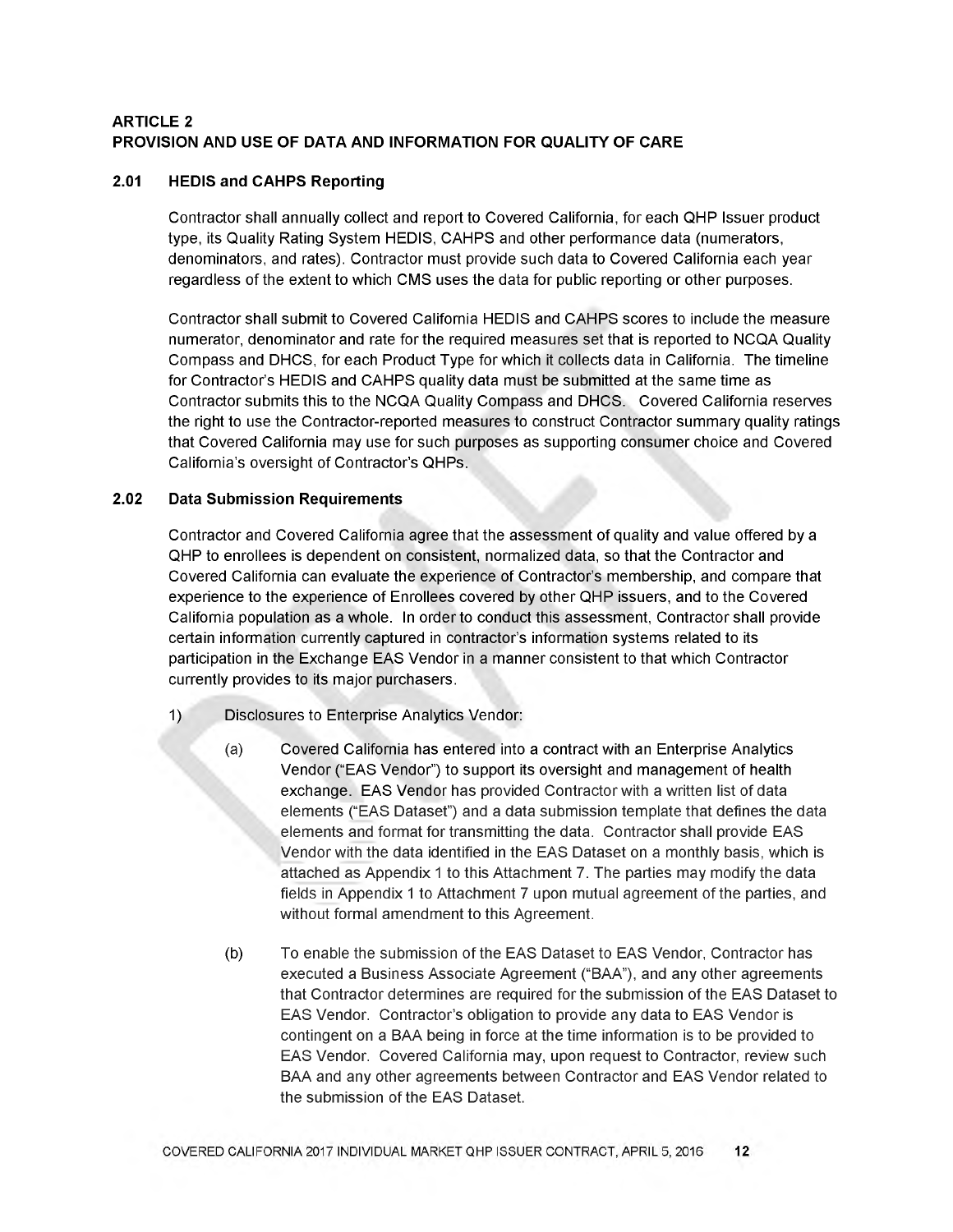## ARTICLE 2
## PROVISION AND USE OF DATA AND INFORMATION FOR QUALITY OF CARE

### 2.01 HEDIS and CAHPS Reporting

Contractor shall annually collect and report to Covered California, for each QHP Issuer product type, its Quality Rating System HEDIS, CAHPS and other performance data (numerators, denominators, and rates). Contractor must provide such data to Covered California each year regardless of the extent to which CMS uses the data for public reporting or other purposes.

Contractor shall submit to Covered California HEDIS and CAHPS scores to include the measure numerator, denominator and rate for the required measures set that is reported to NCQA Quality Compass and DHCS, for each Product Type for which it collects data in California. The timeline for Contractor's HEDIS and CAHPS quality data must be submitted at the same time as Contractor submits this to the NCQA Quality Compass and DHCS. Covered California reserves the right to use the Contractor-reported measures to construct Contractor summary quality ratings that Covered California may use for such purposes as supporting consumer choice and Covered California's oversight of Contractor's QHPs.

### 2.02 Data Submission Requirements

Contractor and Covered California agree that the assessment of quality and value offered by a QHP to enrollees is dependent on consistent, normalized data, so that the Contractor and Covered California can evaluate the experience of Contractor's membership, and compare that experience to the experience of Enrollees covered by other QHP issuers, and to the Covered California population as a whole. In order to conduct this assessment, Contractor shall provide certain information currently captured in contractor's information systems related to its participation in the Exchange EAS Vendor in a manner consistent to that which Contractor currently provides to its major purchasers.

1) Disclosures to Enterprise Analytics Vendor:

   (a) Covered California has entered into a contract with an Enterprise Analytics Vendor ("EAS Vendor") to support its oversight and management of health exchange. EAS Vendor has provided Contractor with a written list of data elements ("EAS Dataset") and a data submission template that defines the data elements and format for transmitting the data. Contractor shall provide EAS Vendor with the data identified in the EAS Dataset on a monthly basis, which is attached as Appendix 1 to this Attachment 7. The parties may modify the data fields in Appendix 1 to Attachment 7 upon mutual agreement of the parties, and without formal amendment to this Agreement.

   (b) To enable the submission of the EAS Dataset to EAS Vendor, Contractor has executed a Business Associate Agreement ("BAA"), and any other agreements that Contractor determines are required for the submission of the EAS Dataset to EAS Vendor. Contractor's obligation to provide any data to EAS Vendor is contingent on a BAA being in force at the time information is to be provided to EAS Vendor. Covered California may, upon request to Contractor, review such BAA and any other agreements between Contractor and EAS Vendor related to the submission of the EAS Dataset.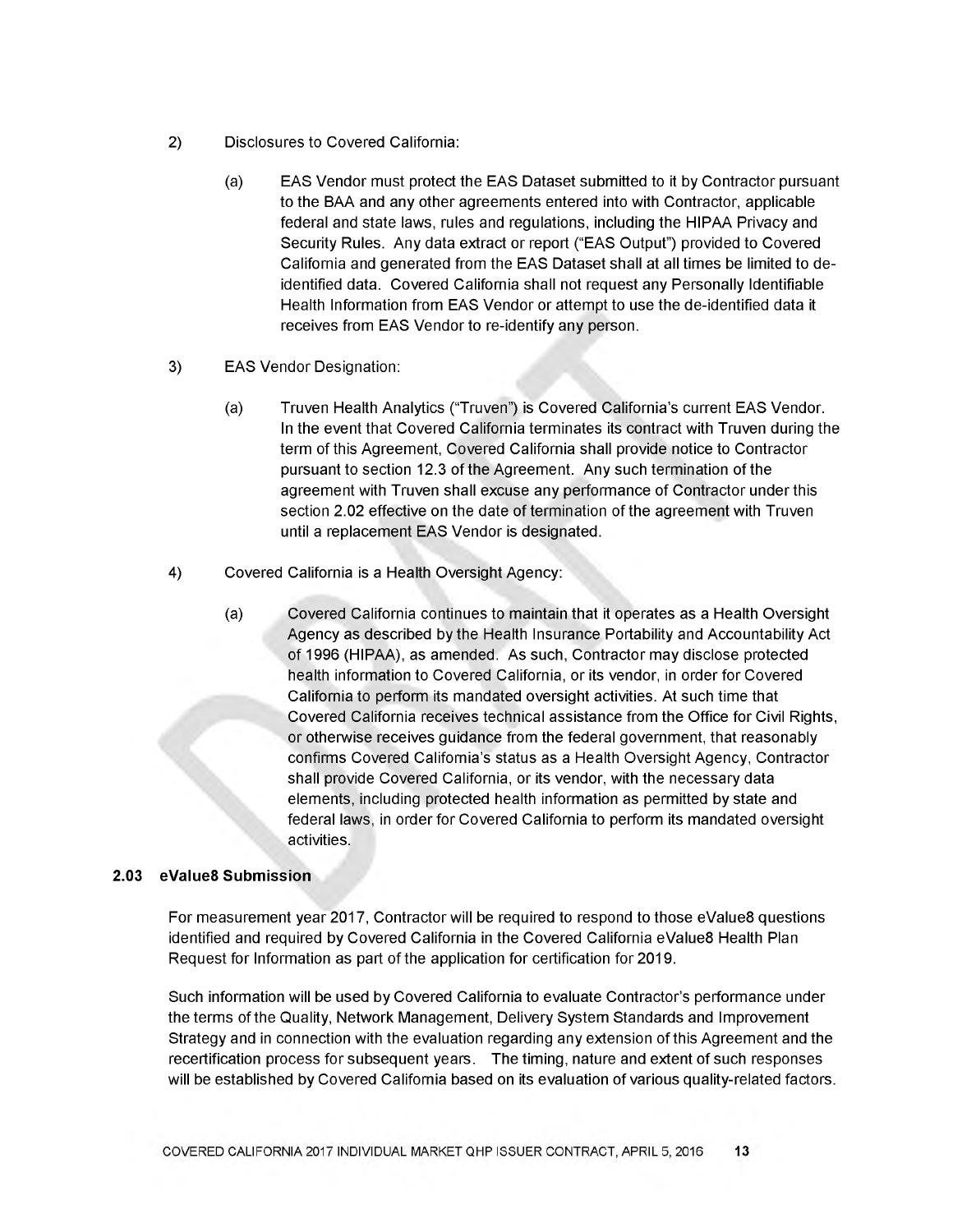2) Disclosures to Covered California:

   (a) EAS Vendor must protect the EAS Dataset submitted to it by Contractor pursuant to the BAA and any other agreements entered into with Contractor, applicable federal and state laws, rules and regulations, including the HIPAA Privacy and Security Rules. Any data extract or report ("EAS Output") provided to Covered California and generated from the EAS Dataset shall at all times be limited to de-identified data. Covered California shall not request any Personally Identifiable Health Information from EAS Vendor or attempt to use the de-identified data it receives from EAS Vendor to re-identify any person.

3) EAS Vendor Designation:

   (a) Truven Health Analytics ("Truven") is Covered California's current EAS Vendor. In the event that Covered California terminates its contract with Truven during the term of this Agreement, Covered California shall provide notice to Contractor pursuant to section 12.3 of the Agreement. Any such termination of the agreement with Truven shall excuse any performance of Contractor under this section 2.02 effective on the date of termination of the agreement with Truven until a replacement EAS Vendor is designated.

4) Covered California is a Health Oversight Agency:

   (a) Covered California continues to maintain that it operates as a Health Oversight Agency as described by the Health Insurance Portability and Accountability Act of 1996 (HIPAA), as amended. As such, Contractor may disclose protected health information to Covered California, or its vendor, in order for Covered California to perform its mandated oversight activities. At such time that Covered California receives technical assistance from the Office for Civil Rights, or otherwise receives guidance from the federal government, that reasonably confirms Covered California's status as a Health Oversight Agency, Contractor shall provide Covered California, or its vendor, with the necessary data elements, including protected health information as permitted by state and federal laws, in order for Covered California to perform its mandated oversight activities.

### 2.03 eValue8 Submission

For measurement year 2017, Contractor will be required to respond to those eValue8 questions identified and required by Covered California in the Covered California eValue8 Health Plan Request for Information as part of the application for certification for 2019.

Such information will be used by Covered California to evaluate Contractor's performance under the terms of the Quality, Network Management, Delivery System Standards and Improvement Strategy and in connection with the evaluation regarding any extension of this Agreement and the recertification process for subsequent years. The timing, nature and extent of such responses will be established by Covered California based on its evaluation of various quality-related factors.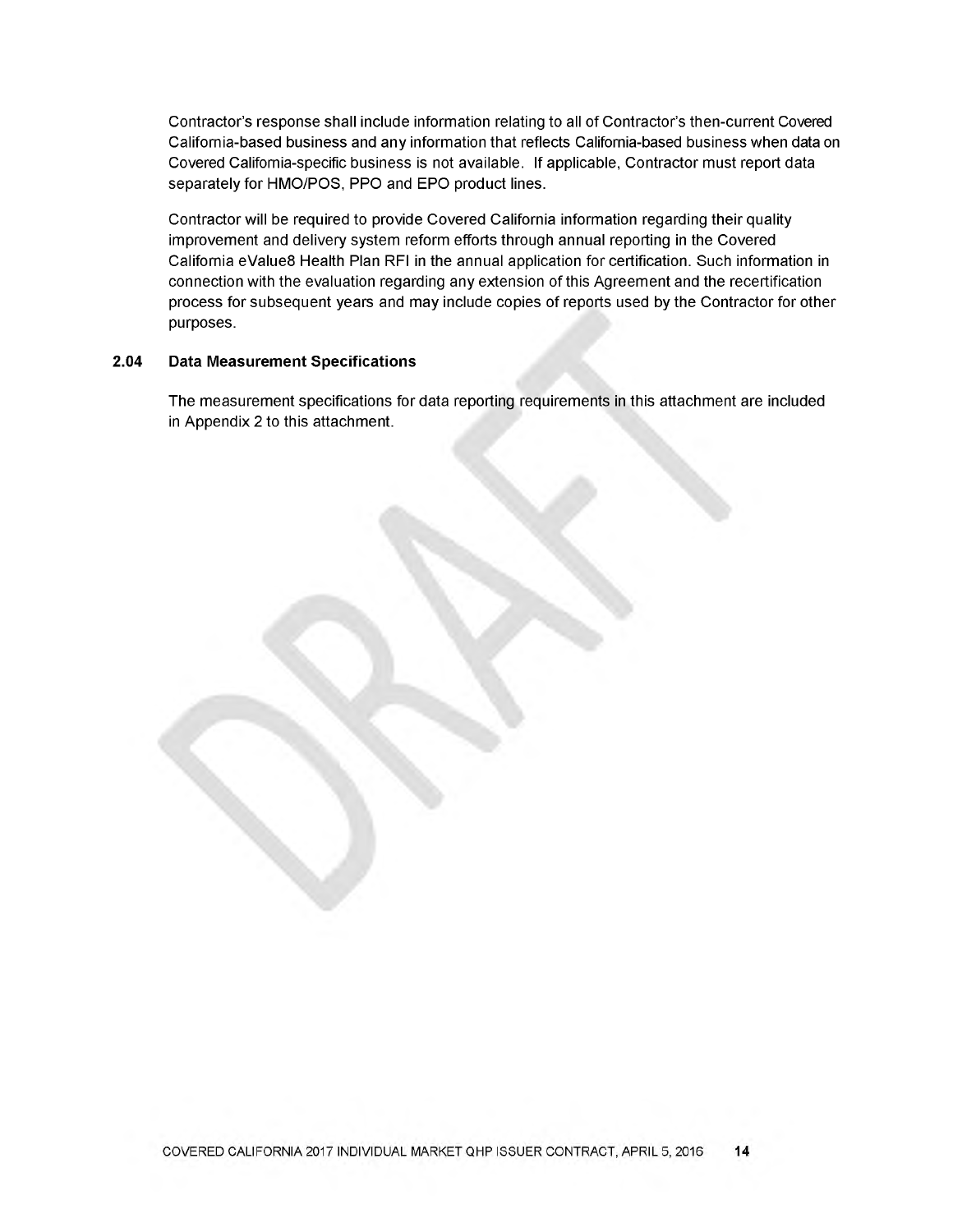Contractor's response shall include information relating to all of Contractor's then-current Covered California-based business and any information that reflects California-based business when data on Covered California-specific business is not available. If applicable, Contractor must report data separately for HMO/POS, PPO and EPO product lines.

Contractor will be required to provide Covered California information regarding their quality improvement and delivery system reform efforts through annual reporting in the Covered California eValue8 Health Plan RFI in the annual application for certification. Such information in connection with the evaluation regarding any extension of this Agreement and the recertification process for subsequent years and may include copies of reports used by the Contractor for other purposes.

### 2.04 Data Measurement Specifications

The measurement specifications for data reporting requirements in this attachment are included in Appendix 2 to this attachment.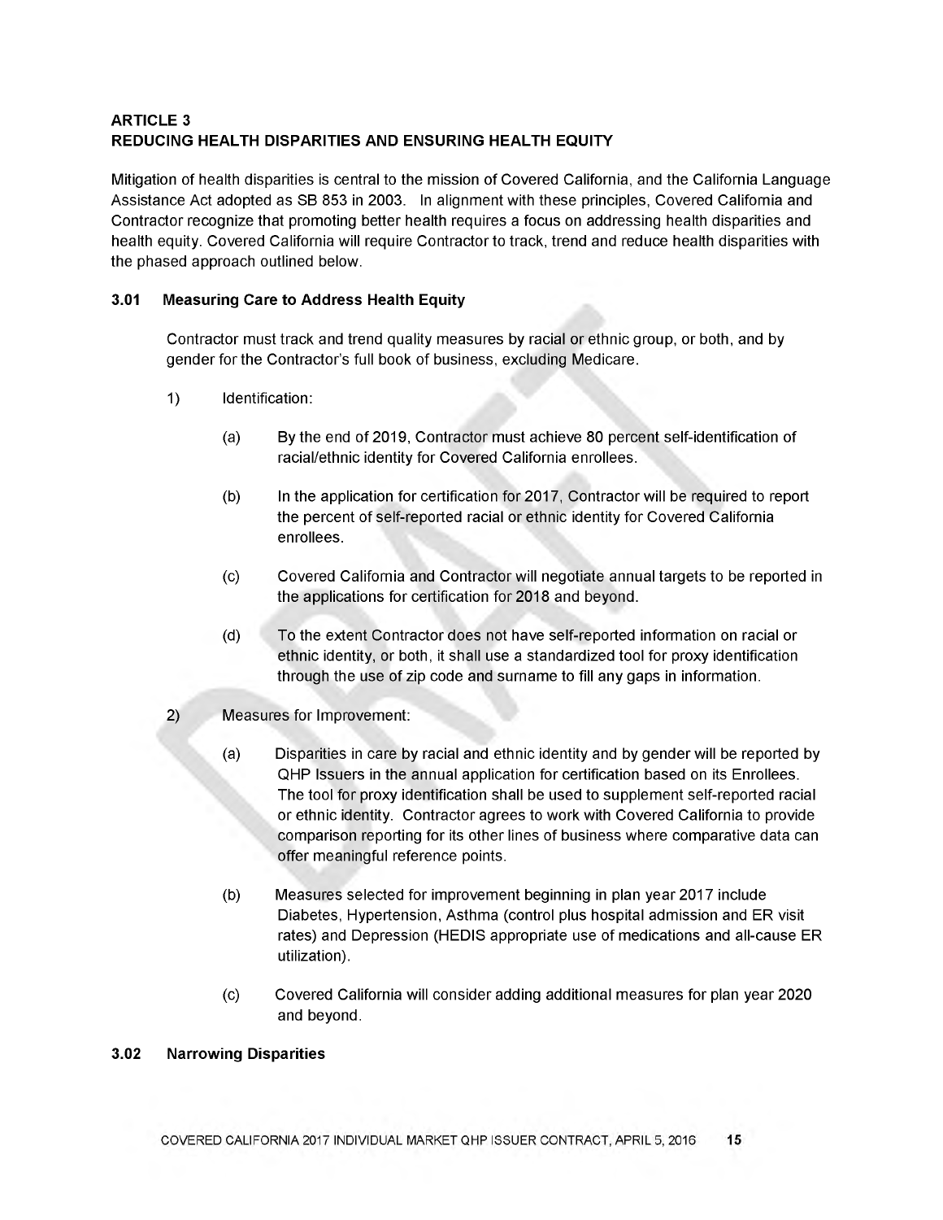## ARTICLE 3
## REDUCING HEALTH DISPARITIES AND ENSURING HEALTH EQUITY

Mitigation of health disparities is central to the mission of Covered California, and the California Language Assistance Act adopted as SB 853 in 2003. In alignment with these principles, Covered California and Contractor recognize that promoting better health requires a focus on addressing health disparities and health equity. Covered California will require Contractor to track, trend and reduce health disparities with the phased approach outlined below.

### 3.01 Measuring Care to Address Health Equity

Contractor must track and trend quality measures by racial or ethnic group, or both, and by gender for the Contractor's full book of business, excluding Medicare.

1) Identification:

   (a) By the end of 2019, Contractor must achieve 80 percent self-identification of racial/ethnic identity for Covered California enrollees.

   (b) In the application for certification for 2017, Contractor will be required to report the percent of self-reported racial or ethnic identity for Covered California enrollees.

   (c) Covered California and Contractor will negotiate annual targets to be reported in the applications for certification for 2018 and beyond.

   (d) To the extent Contractor does not have self-reported information on racial or ethnic identity, or both, it shall use a standardized tool for proxy identification through the use of zip code and surname to fill any gaps in information.

2) Measures for Improvement:

   (a) Disparities in care by racial and ethnic identity and by gender will be reported by QHP Issuers in the annual application for certification based on its Enrollees. The tool for proxy identification shall be used to supplement self-reported racial or ethnic identity. Contractor agrees to work with Covered California to provide comparison reporting for its other lines of business where comparative data can offer meaningful reference points.

   (b) Measures selected for improvement beginning in plan year 2017 include Diabetes, Hypertension, Asthma (control plus hospital admission and ER visit rates) and Depression (HEDIS appropriate use of medications and all-cause ER utilization).

   (c) Covered California will consider adding additional measures for plan year 2020 and beyond.

### 3.02 Narrowing Disparities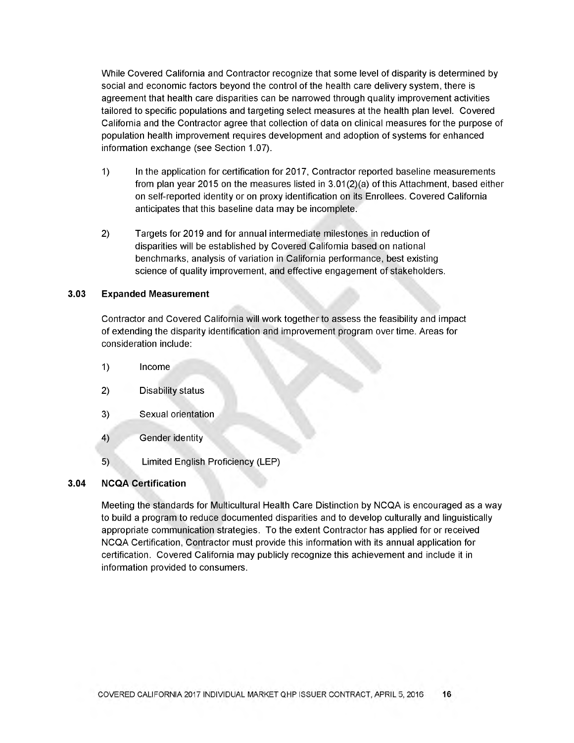While Covered California and Contractor recognize that some level of disparity is determined by social and economic factors beyond the control of the health care delivery system, there is agreement that health care disparities can be narrowed through quality improvement activities tailored to specific populations and targeting select measures at the health plan level. Covered California and the Contractor agree that collection of data on clinical measures for the purpose of population health improvement requires development and adoption of systems for enhanced information exchange (see Section 1.07).

1) In the application for certification for 2017, Contractor reported baseline measurements from plan year 2015 on the measures listed in 3.01(2)(a) of this Attachment, based either on self-reported identity or on proxy identification on its Enrollees. Covered California anticipates that this baseline data may be incomplete.

2) Targets for 2019 and for annual intermediate milestones in reduction of disparities will be established by Covered California based on national benchmarks, analysis of variation in California performance, best existing science of quality improvement, and effective engagement of stakeholders.

### 3.03 Expanded Measurement

Contractor and Covered California will work together to assess the feasibility and impact of extending the disparity identification and improvement program over time. Areas for consideration include:

1) Income

2) Disability status

3) Sexual orientation

4) Gender identity

5) Limited English Proficiency (LEP)

### 3.04 NCQA Certification

Meeting the standards for Multicultural Health Care Distinction by NCQA is encouraged as a way to build a program to reduce documented disparities and to develop culturally and linguistically appropriate communication strategies. To the extent Contractor has applied for or received NCQA Certification, Contractor must provide this information with its annual application for certification. Covered California may publicly recognize this achievement and include it in information provided to consumers.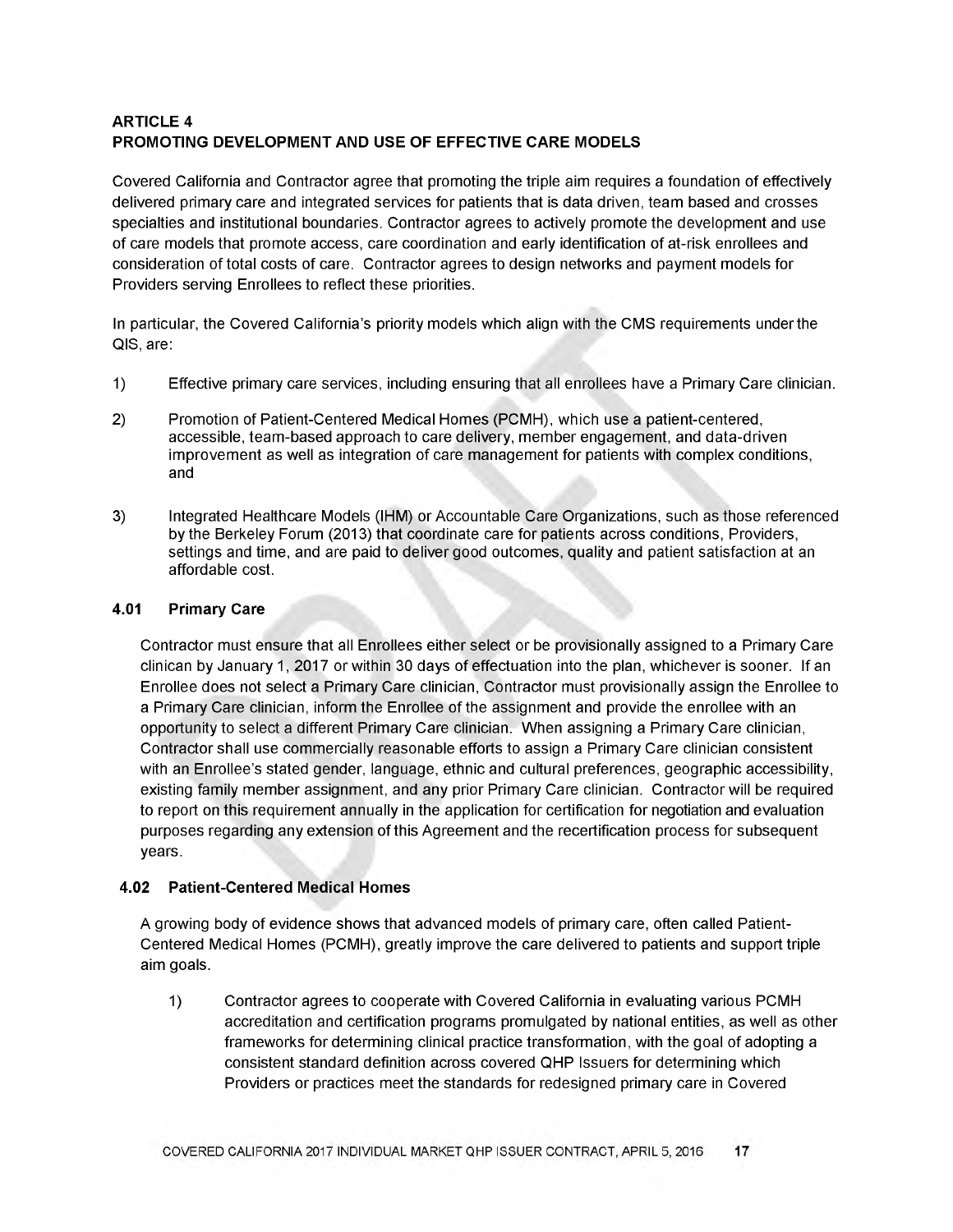## ARTICLE 4
## PROMOTING DEVELOPMENT AND USE OF EFFECTIVE CARE MODELS

Covered California and Contractor agree that promoting the triple aim requires a foundation of effectively delivered primary care and integrated services for patients that is data driven, team based and crosses specialties and institutional boundaries. Contractor agrees to actively promote the development and use of care models that promote access, care coordination and early identification of at-risk enrollees and consideration of total costs of care. Contractor agrees to design networks and payment models for Providers serving Enrollees to reflect these priorities.

In particular, the Covered California's priority models which align with the CMS requirements under the QIS, are:

1) Effective primary care services, including ensuring that all enrollees have a Primary Care clinician.

2) Promotion of Patient-Centered Medical Homes (PCMH), which use a patient-centered, accessible, team-based approach to care delivery, member engagement, and data-driven improvement as well as integration of care management for patients with complex conditions, and

3) Integrated Healthcare Models (IHM) or Accountable Care Organizations, such as those referenced by the Berkeley Forum (2013) that coordinate care for patients across conditions, Providers, settings and time, and are paid to deliver good outcomes, quality and patient satisfaction at an affordable cost.

### 4.01 Primary Care

Contractor must ensure that all Enrollees either select or be provisionally assigned to a Primary Care clinican by January 1, 2017 or within 30 days of effectuation into the plan, whichever is sooner. If an Enrollee does not select a Primary Care clinician, Contractor must provisionally assign the Enrollee to a Primary Care clinician, inform the Enrollee of the assignment and provide the enrollee with an opportunity to select a different Primary Care clinician. When assigning a Primary Care clinician, Contractor shall use commercially reasonable efforts to assign a Primary Care clinician consistent with an Enrollee's stated gender, language, ethnic and cultural preferences, geographic accessibility, existing family member assignment, and any prior Primary Care clinician. Contractor will be required to report on this requirement annually in the application for certification for negotiation and evaluation purposes regarding any extension of this Agreement and the recertification process for subsequent years.

### 4.02 Patient-Centered Medical Homes

A growing body of evidence shows that advanced models of primary care, often called Patient-Centered Medical Homes (PCMH), greatly improve the care delivered to patients and support triple aim goals.

1) Contractor agrees to cooperate with Covered California in evaluating various PCMH accreditation and certification programs promulgated by national entities, as well as other frameworks for determining clinical practice transformation, with the goal of adopting a consistent standard definition across covered QHP Issuers for determining which Providers or practices meet the standards for redesigned primary care in Covered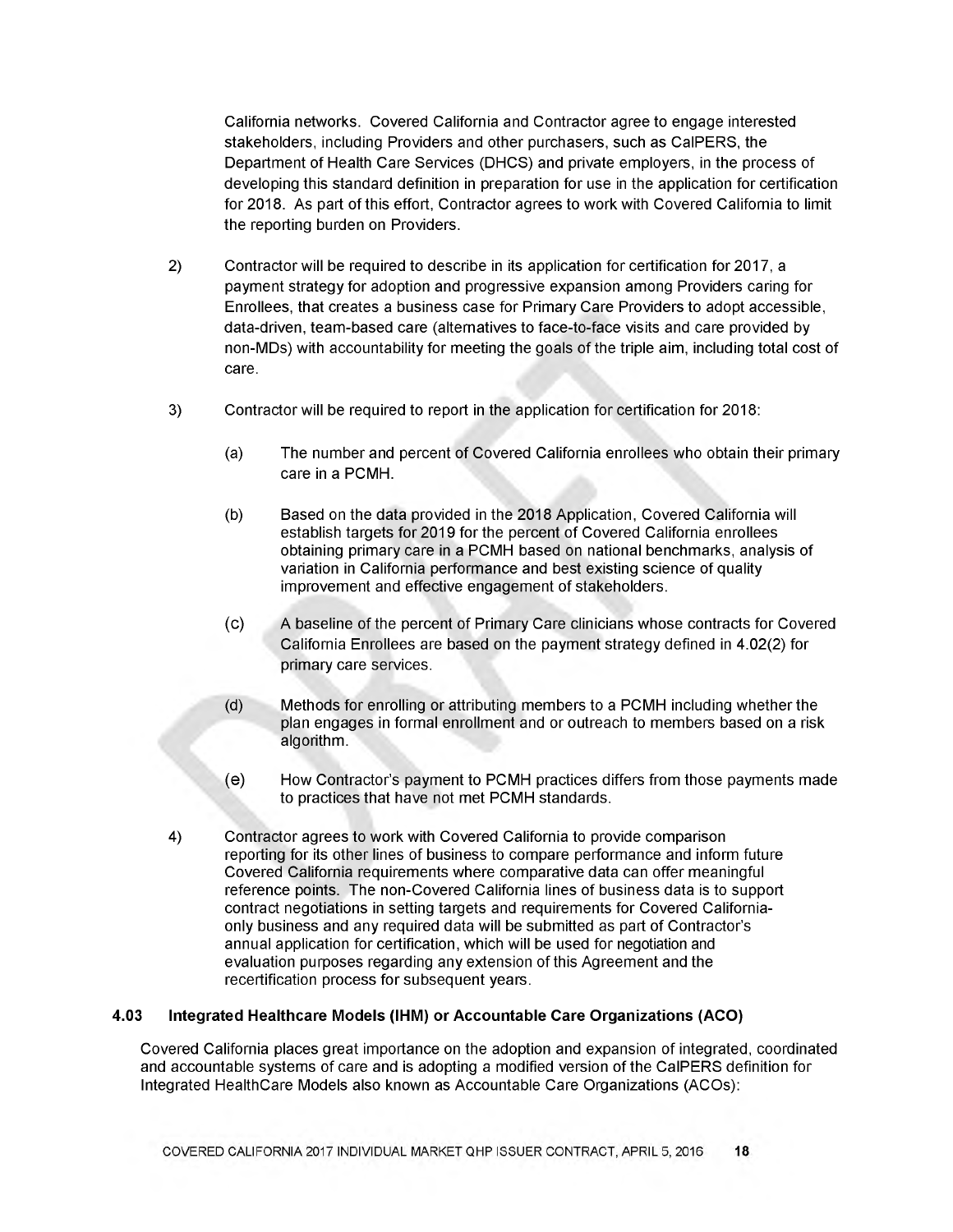California networks. Covered California and Contractor agree to engage interested stakeholders, including Providers and other purchasers, such as CalPERS, the Department of Health Care Services (DHCS) and private employers, in the process of developing this standard definition in preparation for use in the application for certification for 2018. As part of this effort, Contractor agrees to work with Covered California to limit the reporting burden on Providers.

2) Contractor will be required to describe in its application for certification for 2017, a payment strategy for adoption and progressive expansion among Providers caring for Enrollees, that creates a business case for Primary Care Providers to adopt accessible, data-driven, team-based care (alternatives to face-to-face visits and care provided by non-MDs) with accountability for meeting the goals of the triple aim, including total cost of care.

3) Contractor will be required to report in the application for certification for 2018:

   (a) The number and percent of Covered California enrollees who obtain their primary care in a PCMH.

   (b) Based on the data provided in the 2018 Application, Covered California will establish targets for 2019 for the percent of Covered California enrollees obtaining primary care in a PCMH based on national benchmarks, analysis of variation in California performance and best existing science of quality improvement and effective engagement of stakeholders.

   (c) A baseline of the percent of Primary Care clinicians whose contracts for Covered California Enrollees are based on the payment strategy defined in 4.02(2) for primary care services.

   (d) Methods for enrolling or attributing members to a PCMH including whether the plan engages in formal enrollment and or outreach to members based on a risk algorithm.

   (e) How Contractor's payment to PCMH practices differs from those payments made to practices that have not met PCMH standards.

4) Contractor agrees to work with Covered California to provide comparison reporting for its other lines of business to compare performance and inform future Covered California requirements where comparative data can offer meaningful reference points. The non-Covered California lines of business data is to support contract negotiations in setting targets and requirements for Covered California-only business and any required data will be submitted as part of Contractor's annual application for certification, which will be used for negotiation and evaluation purposes regarding any extension of this Agreement and the recertification process for subsequent years.

### 4.03 Integrated Healthcare Models (IHM) or Accountable Care Organizations (ACO)

Covered California places great importance on the adoption and expansion of integrated, coordinated and accountable systems of care and is adopting a modified version of the CalPERS definition for Integrated HealthCare Models also known as Accountable Care Organizations (ACOs):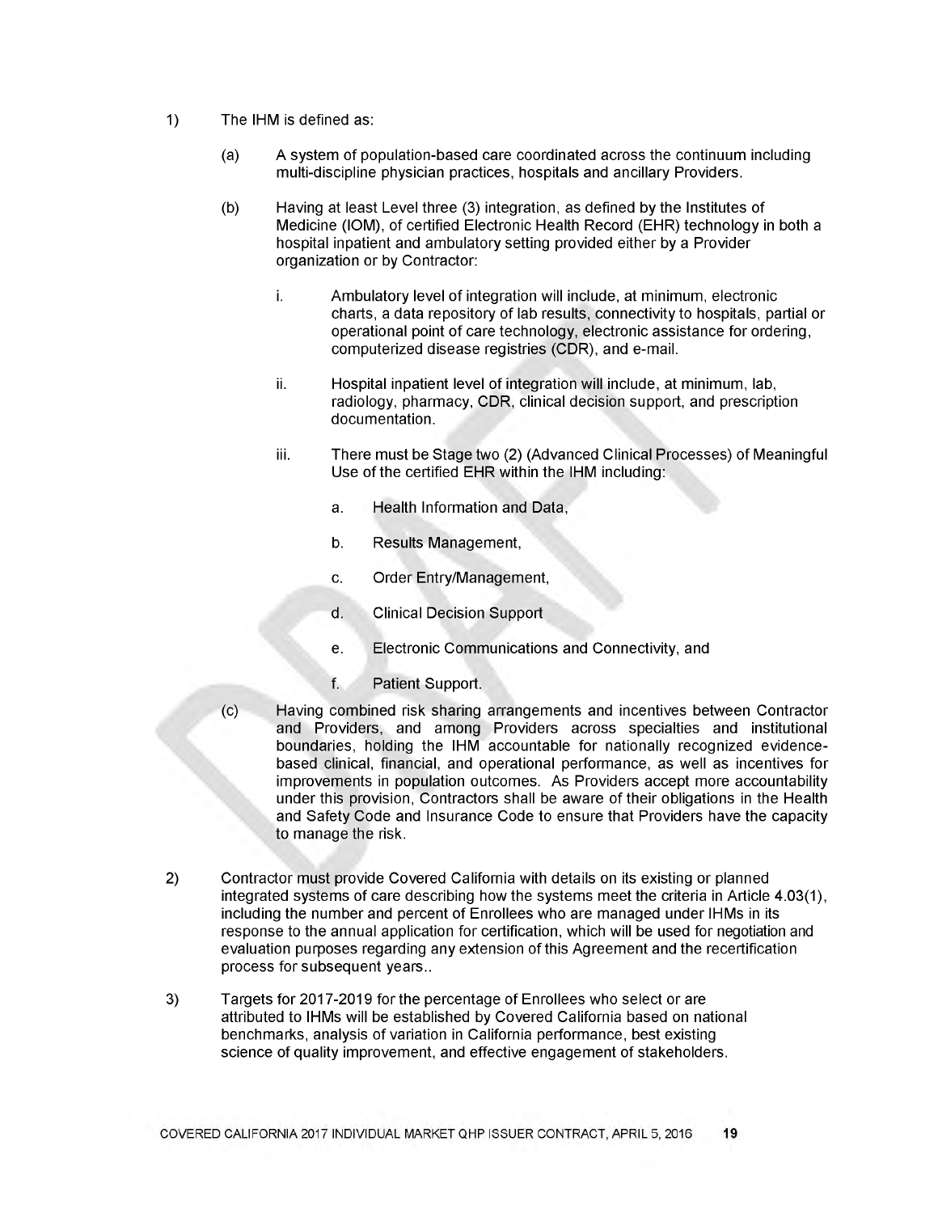1) The IHM is defined as:

   (a) A system of population-based care coordinated across the continuum including multi-discipline physician practices, hospitals and ancillary Providers.

   (b) Having at least Level three (3) integration, as defined by the Institutes of Medicine (IOM), of certified Electronic Health Record (EHR) technology in both a hospital inpatient and ambulatory setting provided either by a Provider organization or by Contractor:

      i. Ambulatory level of integration will include, at minimum, electronic charts, a data repository of lab results, connectivity to hospitals, partial or operational point of care technology, electronic assistance for ordering, computerized disease registries (CDR), and e-mail.

      ii. Hospital inpatient level of integration will include, at minimum, lab, radiology, pharmacy, CDR, clinical decision support, and prescription documentation.

      iii. There must be Stage two (2) (Advanced Clinical Processes) of Meaningful Use of the certified EHR within the IHM including:

         a. Health Information and Data,

         b. Results Management,

         c. Order Entry/Management,

         d. Clinical Decision Support

         e. Electronic Communications and Connectivity, and

         f. Patient Support.

   (c) Having combined risk sharing arrangements and incentives between Contractor and Providers, and among Providers across specialties and institutional boundaries, holding the IHM accountable for nationally recognized evidence-based clinical, financial, and operational performance, as well as incentives for improvements in population outcomes. As Providers accept more accountability under this provision, Contractors shall be aware of their obligations in the Health and Safety Code and Insurance Code to ensure that Providers have the capacity to manage the risk.

2) Contractor must provide Covered California with details on its existing or planned integrated systems of care describing how the systems meet the criteria in Article 4.03(1), including the number and percent of Enrollees who are managed under IHMs in its response to the annual application for certification, which will be used for negotiation and evaluation purposes regarding any extension of this Agreement and the recertification process for subsequent years..

3) Targets for 2017-2019 for the percentage of Enrollees who select or are attributed to IHMs will be established by Covered California based on national benchmarks, analysis of variation in California performance, best existing science of quality improvement, and effective engagement of stakeholders.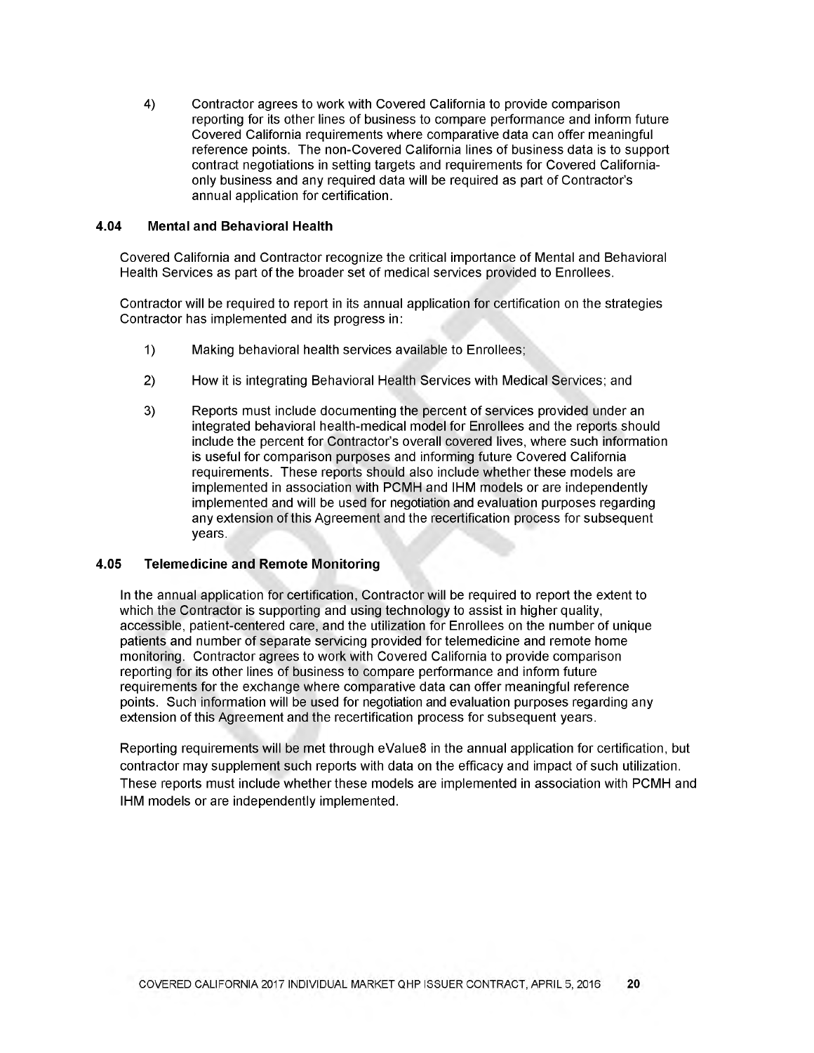4) Contractor agrees to work with Covered California to provide comparison reporting for its other lines of business to compare performance and inform future Covered California requirements where comparative data can offer meaningful reference points. The non-Covered California lines of business data is to support contract negotiations in setting targets and requirements for Covered California-only business and any required data will be required as part of Contractor's annual application for certification.

### 4.04 Mental and Behavioral Health

Covered California and Contractor recognize the critical importance of Mental and Behavioral Health Services as part of the broader set of medical services provided to Enrollees.

Contractor will be required to report in its annual application for certification on the strategies Contractor has implemented and its progress in:

1) Making behavioral health services available to Enrollees;

2) How it is integrating Behavioral Health Services with Medical Services; and

3) Reports must include documenting the percent of services provided under an integrated behavioral health-medical model for Enrollees and the reports should include the percent for Contractor's overall covered lives, where such information is useful for comparison purposes and informing future Covered California requirements. These reports should also include whether these models are implemented in association with PCMH and IHM models or are independently implemented and will be used for negotiation and evaluation purposes regarding any extension of this Agreement and the recertification process for subsequent years.

### 4.05 Telemedicine and Remote Monitoring

In the annual application for certification, Contractor will be required to report the extent to which the Contractor is supporting and using technology to assist in higher quality, accessible, patient-centered care, and the utilization for Enrollees on the number of unique patients and number of separate servicing provided for telemedicine and remote home monitoring. Contractor agrees to work with Covered California to provide comparison reporting for its other lines of business to compare performance and inform future requirements for the exchange where comparative data can offer meaningful reference points. Such information will be used for negotiation and evaluation purposes regarding any extension of this Agreement and the recertification process for subsequent years.

Reporting requirements will be met through eValue8 in the annual application for certification, but contractor may supplement such reports with data on the efficacy and impact of such utilization. These reports must include whether these models are implemented in association with PCMH and IHM models or are independently implemented.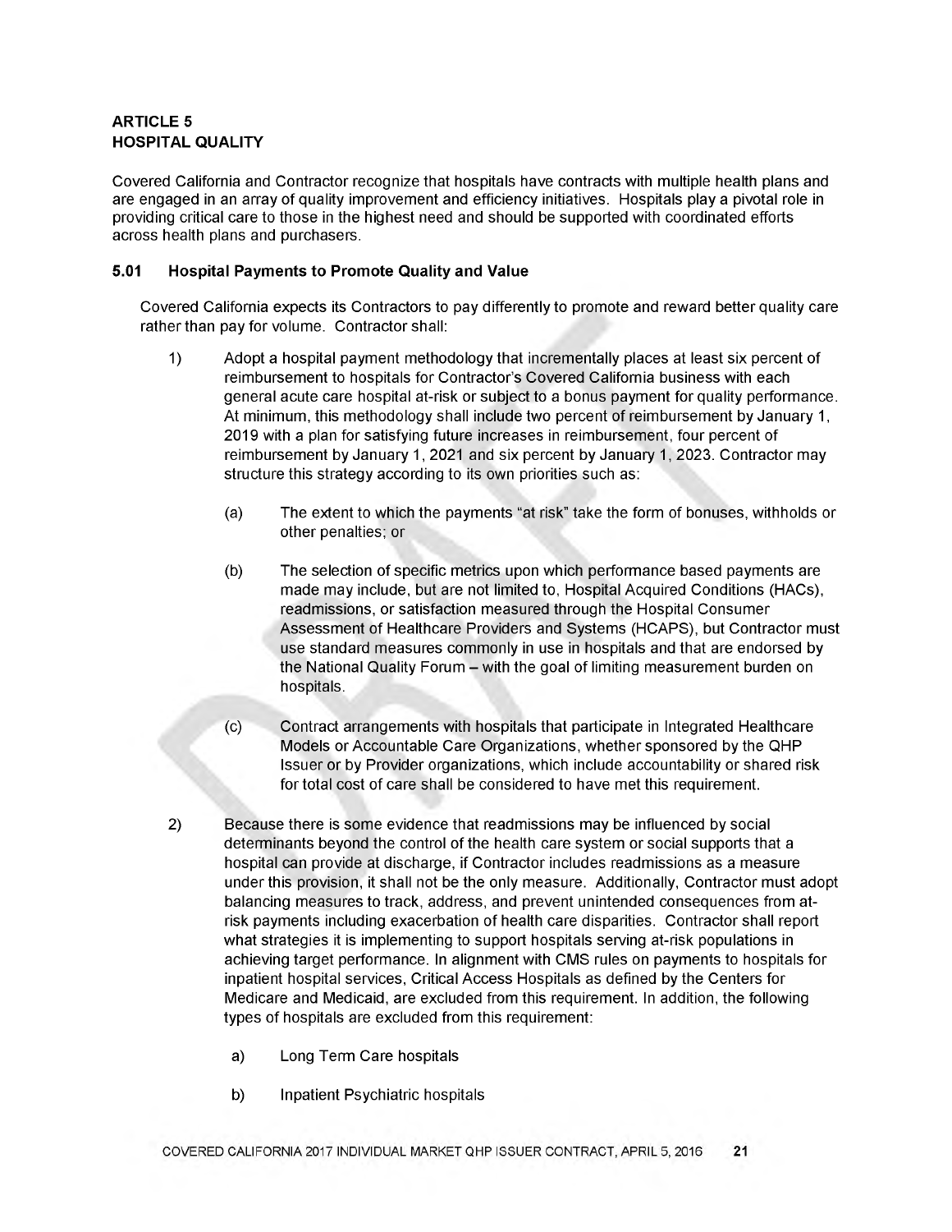# ARTICLE 5
# HOSPITAL QUALITY

Covered California and Contractor recognize that hospitals have contracts with multiple health plans and are engaged in an array of quality improvement and efficiency initiatives. Hospitals play a pivotal role in providing critical care to those in the highest need and should be supported with coordinated efforts across health plans and purchasers.

## 5.01 Hospital Payments to Promote Quality and Value

Covered California expects its Contractors to pay differently to promote and reward better quality care rather than pay for volume. Contractor shall:

1) Adopt a hospital payment methodology that incrementally places at least six percent of reimbursement to hospitals for Contractor's Covered California business with each general acute care hospital at-risk or subject to a bonus payment for quality performance. At minimum, this methodology shall include two percent of reimbursement by January 1, 2019 with a plan for satisfying future increases in reimbursement, four percent of reimbursement by January 1, 2021 and six percent by January 1, 2023. Contractor may structure this strategy according to its own priorities such as:

   (a) The extent to which the payments "at risk" take the form of bonuses, withholds or other penalties; or

   (b) The selection of specific metrics upon which performance based payments are made may include, but are not limited to, Hospital Acquired Conditions (HACs), readmissions, or satisfaction measured through the Hospital Consumer Assessment of Healthcare Providers and Systems (HCAPS), but Contractor must use standard measures commonly in use in hospitals and that are endorsed by the National Quality Forum – with the goal of limiting measurement burden on hospitals.

   (c) Contract arrangements with hospitals that participate in Integrated Healthcare Models or Accountable Care Organizations, whether sponsored by the QHP Issuer or by Provider organizations, which include accountability or shared risk for total cost of care shall be considered to have met this requirement.

2) Because there is some evidence that readmissions may be influenced by social determinants beyond the control of the health care system or social supports that a hospital can provide at discharge, if Contractor includes readmissions as a measure under this provision, it shall not be the only measure. Additionally, Contractor must adopt balancing measures to track, address, and prevent unintended consequences from at-risk payments including exacerbation of health care disparities. Contractor shall report what strategies it is implementing to support hospitals serving at-risk populations in achieving target performance. In alignment with CMS rules on payments to hospitals for inpatient hospital services, Critical Access Hospitals as defined by the Centers for Medicare and Medicaid, are excluded from this requirement. In addition, the following types of hospitals are excluded from this requirement:

   a) Long Term Care hospitals

   b) Inpatient Psychiatric hospitals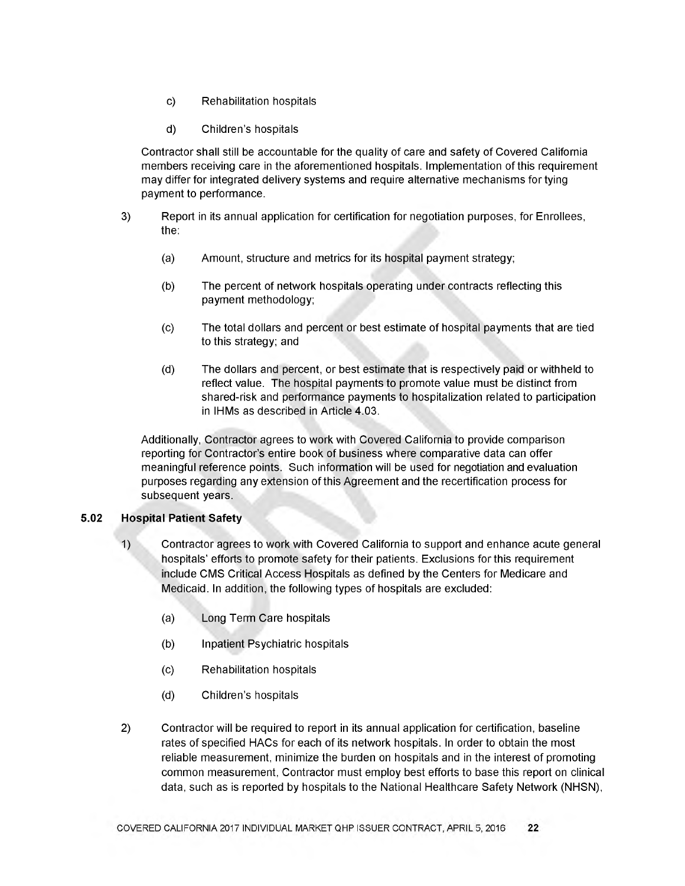c) Rehabilitation hospitals

d) Children's hospitals

Contractor shall still be accountable for the quality of care and safety of Covered California members receiving care in the aforementioned hospitals. Implementation of this requirement may differ for integrated delivery systems and require alternative mechanisms for tying payment to performance.

3) Report in its annual application for certification for negotiation purposes, for Enrollees, the:

   (a) Amount, structure and metrics for its hospital payment strategy;

   (b) The percent of network hospitals operating under contracts reflecting this payment methodology;

   (c) The total dollars and percent or best estimate of hospital payments that are tied to this strategy; and

   (d) The dollars and percent, or best estimate that is respectively paid or withheld to reflect value. The hospital payments to promote value must be distinct from shared-risk and performance payments to hospitalization related to participation in IHMs as described in Article 4.03.

Additionally, Contractor agrees to work with Covered California to provide comparison reporting for Contractor's entire book of business where comparative data can offer meaningful reference points. Such information will be used for negotiation and evaluation purposes regarding any extension of this Agreement and the recertification process for subsequent years.

### 5.02 Hospital Patient Safety

1) Contractor agrees to work with Covered California to support and enhance acute general hospitals' efforts to promote safety for their patients. Exclusions for this requirement include CMS Critical Access Hospitals as defined by the Centers for Medicare and Medicaid. In addition, the following types of hospitals are excluded:

   (a) Long Term Care hospitals

   (b) Inpatient Psychiatric hospitals

   (c) Rehabilitation hospitals

   (d) Children's hospitals

2) Contractor will be required to report in its annual application for certification, baseline rates of specified HACs for each of its network hospitals. In order to obtain the most reliable measurement, minimize the burden on hospitals and in the interest of promoting common measurement, Contractor must employ best efforts to base this report on clinical data, such as is reported by hospitals to the National Healthcare Safety Network (NHSN),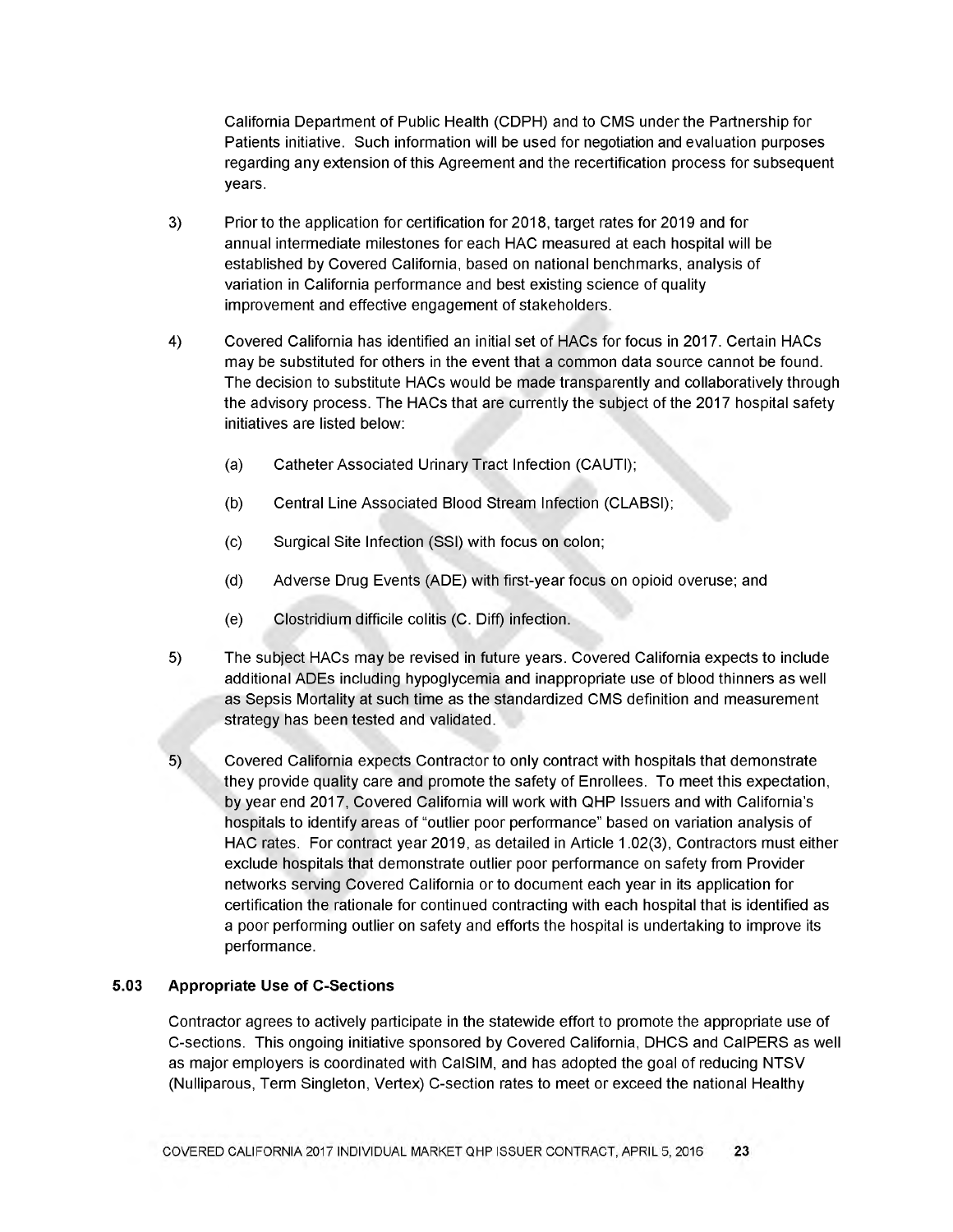California Department of Public Health (CDPH) and to CMS under the Partnership for Patients initiative. Such information will be used for negotiation and evaluation purposes regarding any extension of this Agreement and the recertification process for subsequent years.

3) Prior to the application for certification for 2018, target rates for 2019 and for annual intermediate milestones for each HAC measured at each hospital will be established by Covered California, based on national benchmarks, analysis of variation in California performance and best existing science of quality improvement and effective engagement of stakeholders.

4) Covered California has identified an initial set of HACs for focus in 2017. Certain HACs may be substituted for others in the event that a common data source cannot be found. The decision to substitute HACs would be made transparently and collaboratively through the advisory process. The HACs that are currently the subject of the 2017 hospital safety initiatives are listed below:

   (a) Catheter Associated Urinary Tract Infection (CAUTI);

   (b) Central Line Associated Blood Stream Infection (CLABSI);

   (c) Surgical Site Infection (SSI) with focus on colon;

   (d) Adverse Drug Events (ADE) with first-year focus on opioid overuse; and

   (e) Clostridium difficile colitis (C. Diff) infection.

5) The subject HACs may be revised in future years. Covered California expects to include additional ADEs including hypoglycemia and inappropriate use of blood thinners as well as Sepsis Mortality at such time as the standardized CMS definition and measurement strategy has been tested and validated.

5) Covered California expects Contractor to only contract with hospitals that demonstrate they provide quality care and promote the safety of Enrollees. To meet this expectation, by year end 2017, Covered California will work with QHP Issuers and with California's hospitals to identify areas of "outlier poor performance" based on variation analysis of HAC rates. For contract year 2019, as detailed in Article 1.02(3), Contractors must either exclude hospitals that demonstrate outlier poor performance on safety from Provider networks serving Covered California or to document each year in its application for certification the rationale for continued contracting with each hospital that is identified as a poor performing outlier on safety and efforts the hospital is undertaking to improve its performance.

### 5.03 Appropriate Use of C-Sections

Contractor agrees to actively participate in the statewide effort to promote the appropriate use of C-sections. This ongoing initiative sponsored by Covered California, DHCS and CalPERS as well as major employers is coordinated with CalSIM, and has adopted the goal of reducing NTSV (Nulliparous, Term Singleton, Vertex) C-section rates to meet or exceed the national Healthy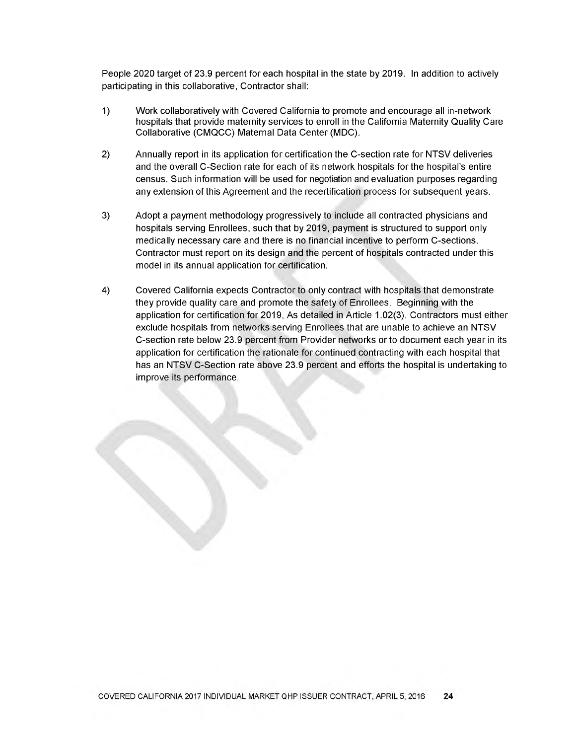People 2020 target of 23.9 percent for each hospital in the state by 2019. In addition to actively participating in this collaborative, Contractor shall:

1) Work collaboratively with Covered California to promote and encourage all in-network hospitals that provide maternity services to enroll in the California Maternity Quality Care Collaborative (CMQCC) Maternal Data Center (MDC).

2) Annually report in its application for certification the C-section rate for NTSV deliveries and the overall C-Section rate for each of its network hospitals for the hospital's entire census. Such information will be used for negotiation and evaluation purposes regarding any extension of this Agreement and the recertification process for subsequent years.

3) Adopt a payment methodology progressively to include all contracted physicians and hospitals serving Enrollees, such that by 2019, payment is structured to support only medically necessary care and there is no financial incentive to perform C-sections. Contractor must report on its design and the percent of hospitals contracted under this model in its annual application for certification.

4) Covered California expects Contractor to only contract with hospitals that demonstrate they provide quality care and promote the safety of Enrollees. Beginning with the application for certification for 2019, As detailed in Article 1.02(3), Contractors must either exclude hospitals from networks serving Enrollees that are unable to achieve an NTSV C-section rate below 23.9 percent from Provider networks or to document each year in its application for certification the rationale for continued contracting with each hospital that has an NTSV C-Section rate above 23.9 percent and efforts the hospital is undertaking to improve its performance.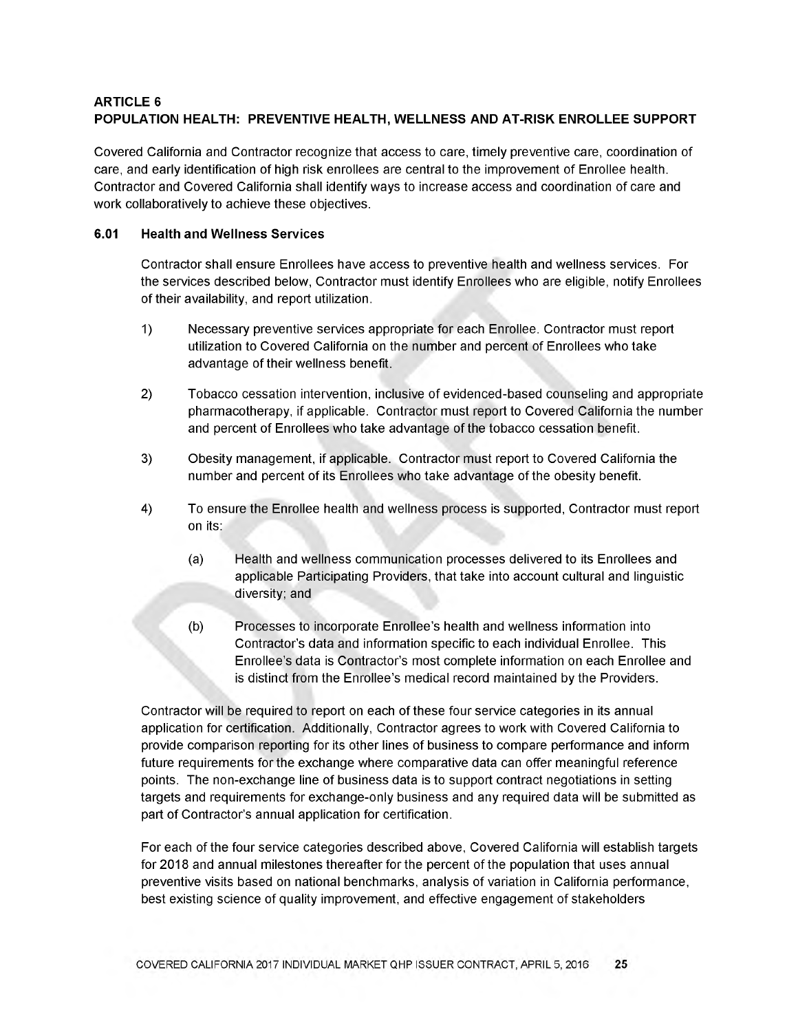## ARTICLE 6
## POPULATION HEALTH: PREVENTIVE HEALTH, WELLNESS AND AT-RISK ENROLLEE SUPPORT

Covered California and Contractor recognize that access to care, timely preventive care, coordination of care, and early identification of high risk enrollees are central to the improvement of Enrollee health. Contractor and Covered California shall identify ways to increase access and coordination of care and work collaboratively to achieve these objectives.

### 6.01 Health and Wellness Services

Contractor shall ensure Enrollees have access to preventive health and wellness services. For the services described below, Contractor must identify Enrollees who are eligible, notify Enrollees of their availability, and report utilization.

1) Necessary preventive services appropriate for each Enrollee. Contractor must report utilization to Covered California on the number and percent of Enrollees who take advantage of their wellness benefit.

2) Tobacco cessation intervention, inclusive of evidenced-based counseling and appropriate pharmacotherapy, if applicable. Contractor must report to Covered California the number and percent of Enrollees who take advantage of the tobacco cessation benefit.

3) Obesity management, if applicable. Contractor must report to Covered California the number and percent of its Enrollees who take advantage of the obesity benefit.

4) To ensure the Enrollee health and wellness process is supported, Contractor must report on its:

   (a) Health and wellness communication processes delivered to its Enrollees and applicable Participating Providers, that take into account cultural and linguistic diversity; and

   (b) Processes to incorporate Enrollee's health and wellness information into Contractor's data and information specific to each individual Enrollee. This Enrollee's data is Contractor's most complete information on each Enrollee and is distinct from the Enrollee's medical record maintained by the Providers.

Contractor will be required to report on each of these four service categories in its annual application for certification. Additionally, Contractor agrees to work with Covered California to provide comparison reporting for its other lines of business to compare performance and inform future requirements for the exchange where comparative data can offer meaningful reference points. The non-exchange line of business data is to support contract negotiations in setting targets and requirements for exchange-only business and any required data will be submitted as part of Contractor's annual application for certification.

For each of the four service categories described above, Covered California will establish targets for 2018 and annual milestones thereafter for the percent of the population that uses annual preventive visits based on national benchmarks, analysis of variation in California performance, best existing science of quality improvement, and effective engagement of stakeholders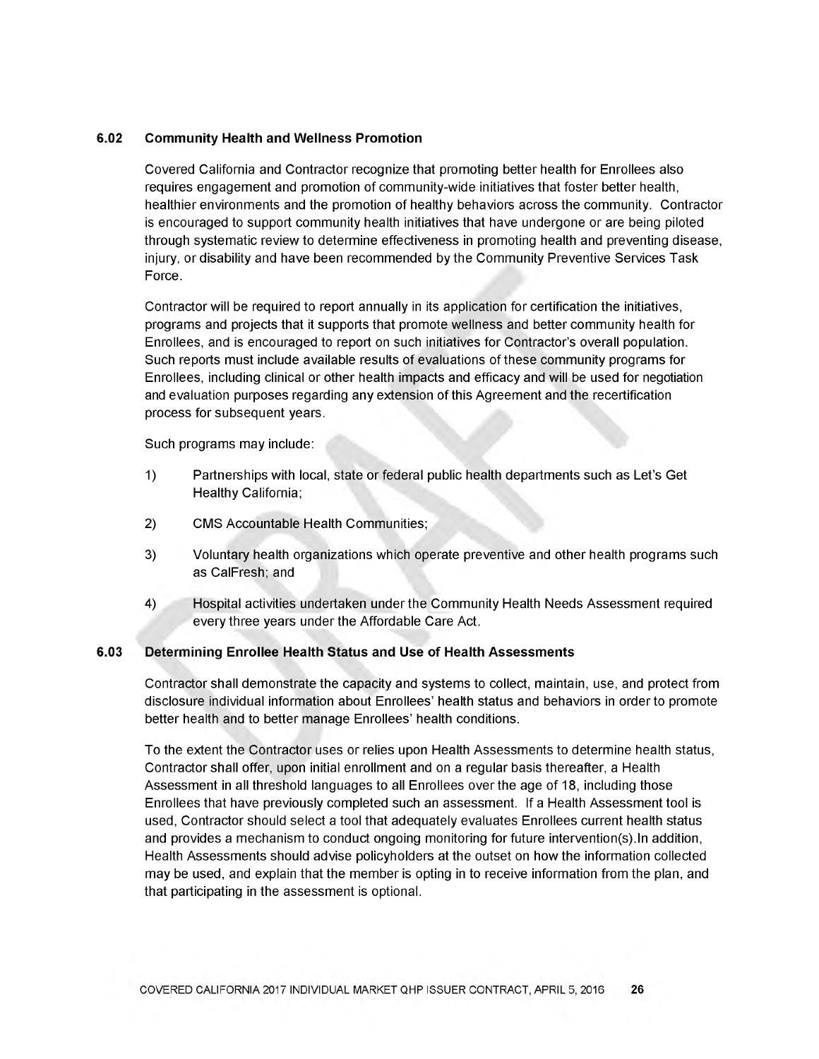### 6.02 Community Health and Wellness Promotion

Covered California and Contractor recognize that promoting better health for Enrollees also requires engagement and promotion of community-wide initiatives that foster better health, healthier environments and the promotion of healthy behaviors across the community. Contractor is encouraged to support community health initiatives that have undergone or are being piloted through systematic review to determine effectiveness in promoting health and preventing disease, injury, or disability and have been recommended by the Community Preventive Services Task Force.

Contractor will be required to report annually in its application for certification the initiatives, programs and projects that it supports that promote wellness and better community health for Enrollees, and is encouraged to report on such initiatives for Contractor's overall population. Such reports must include available results of evaluations of these community programs for Enrollees, including clinical or other health impacts and efficacy and will be used for negotiation and evaluation purposes regarding any extension of this Agreement and the recertification process for subsequent years.

Such programs may include:

1) Partnerships with local, state or federal public health departments such as Let's Get Healthy California;

2) CMS Accountable Health Communities;

3) Voluntary health organizations which operate preventive and other health programs such as CalFresh; and

4) Hospital activities undertaken under the Community Health Needs Assessment required every three years under the Affordable Care Act.

### 6.03 Determining Enrollee Health Status and Use of Health Assessments

Contractor shall demonstrate the capacity and systems to collect, maintain, use, and protect from disclosure individual information about Enrollees' health status and behaviors in order to promote better health and to better manage Enrollees' health conditions.

To the extent the Contractor uses or relies upon Health Assessments to determine health status, Contractor shall offer, upon initial enrollment and on a regular basis thereafter, a Health Assessment in all threshold languages to all Enrollees over the age of 18, including those Enrollees that have previously completed such an assessment. If a Health Assessment tool is used, Contractor should select a tool that adequately evaluates Enrollees current health status and provides a mechanism to conduct ongoing monitoring for future intervention(s).In addition, Health Assessments should advise policyholders at the outset on how the information collected may be used, and explain that the member is opting in to receive information from the plan, and that participating in the assessment is optional.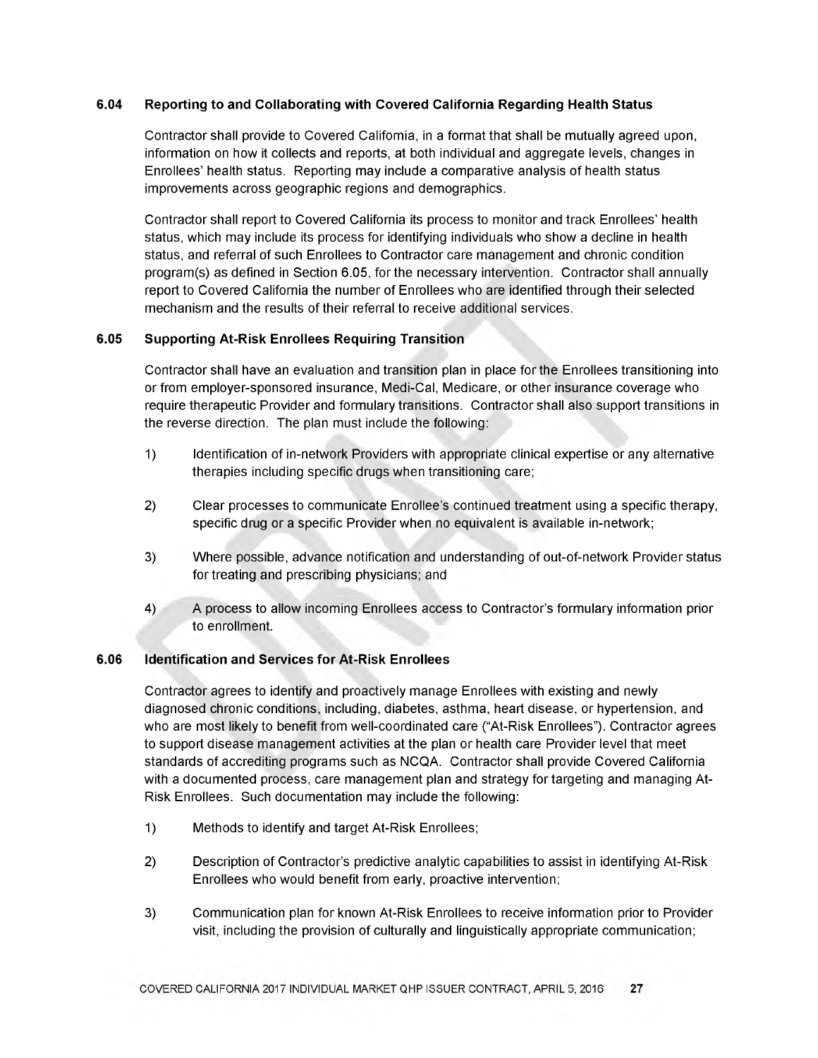### 6.04 Reporting to and Collaborating with Covered California Regarding Health Status

Contractor shall provide to Covered California, in a format that shall be mutually agreed upon, information on how it collects and reports, at both individual and aggregate levels, changes in Enrollees' health status. Reporting may include a comparative analysis of health status improvements across geographic regions and demographics.

Contractor shall report to Covered California its process to monitor and track Enrollees' health status, which may include its process for identifying individuals who show a decline in health status, and referral of such Enrollees to Contractor care management and chronic condition program(s) as defined in Section 6.05, for the necessary intervention. Contractor shall annually report to Covered California the number of Enrollees who are identified through their selected mechanism and the results of their referral to receive additional services.

### 6.05 Supporting At-Risk Enrollees Requiring Transition

Contractor shall have an evaluation and transition plan in place for the Enrollees transitioning into or from employer-sponsored insurance, Medi-Cal, Medicare, or other insurance coverage who require therapeutic Provider and formulary transitions. Contractor shall also support transitions in the reverse direction. The plan must include the following:

1) Identification of in-network Providers with appropriate clinical expertise or any alternative therapies including specific drugs when transitioning care;

2) Clear processes to communicate Enrollee's continued treatment using a specific therapy, specific drug or a specific Provider when no equivalent is available in-network;

3) Where possible, advance notification and understanding of out-of-network Provider status for treating and prescribing physicians; and

4) A process to allow incoming Enrollees access to Contractor's formulary information prior to enrollment.

### 6.06 Identification and Services for At-Risk Enrollees

Contractor agrees to identify and proactively manage Enrollees with existing and newly diagnosed chronic conditions, including, diabetes, asthma, heart disease, or hypertension, and who are most likely to benefit from well-coordinated care ("At-Risk Enrollees"). Contractor agrees to support disease management activities at the plan or health care Provider level that meet standards of accrediting programs such as NCQA. Contractor shall provide Covered California with a documented process, care management plan and strategy for targeting and managing At-Risk Enrollees. Such documentation may include the following:

1) Methods to identify and target At-Risk Enrollees;

2) Description of Contractor's predictive analytic capabilities to assist in identifying At-Risk Enrollees who would benefit from early, proactive intervention;

3) Communication plan for known At-Risk Enrollees to receive information prior to Provider visit, including the provision of culturally and linguistically appropriate communication;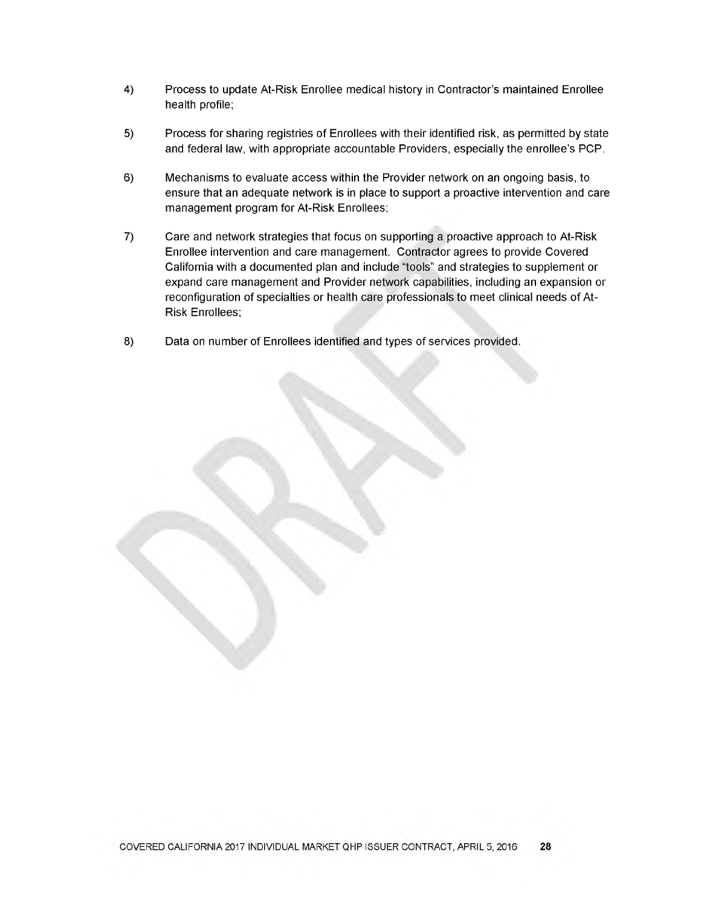4) Process to update At-Risk Enrollee medical history in Contractor's maintained Enrollee health profile;

5) Process for sharing registries of Enrollees with their identified risk, as permitted by state and federal law, with appropriate accountable Providers, especially the enrollee's PCP.

6) Mechanisms to evaluate access within the Provider network on an ongoing basis, to ensure that an adequate network is in place to support a proactive intervention and care management program for At-Risk Enrollees;

7) Care and network strategies that focus on supporting a proactive approach to At-Risk Enrollee intervention and care management. Contractor agrees to provide Covered California with a documented plan and include "tools" and strategies to supplement or expand care management and Provider network capabilities, including an expansion or reconfiguration of specialties or health care professionals to meet clinical needs of At-Risk Enrollees;

8) Data on number of Enrollees identified and types of services provided.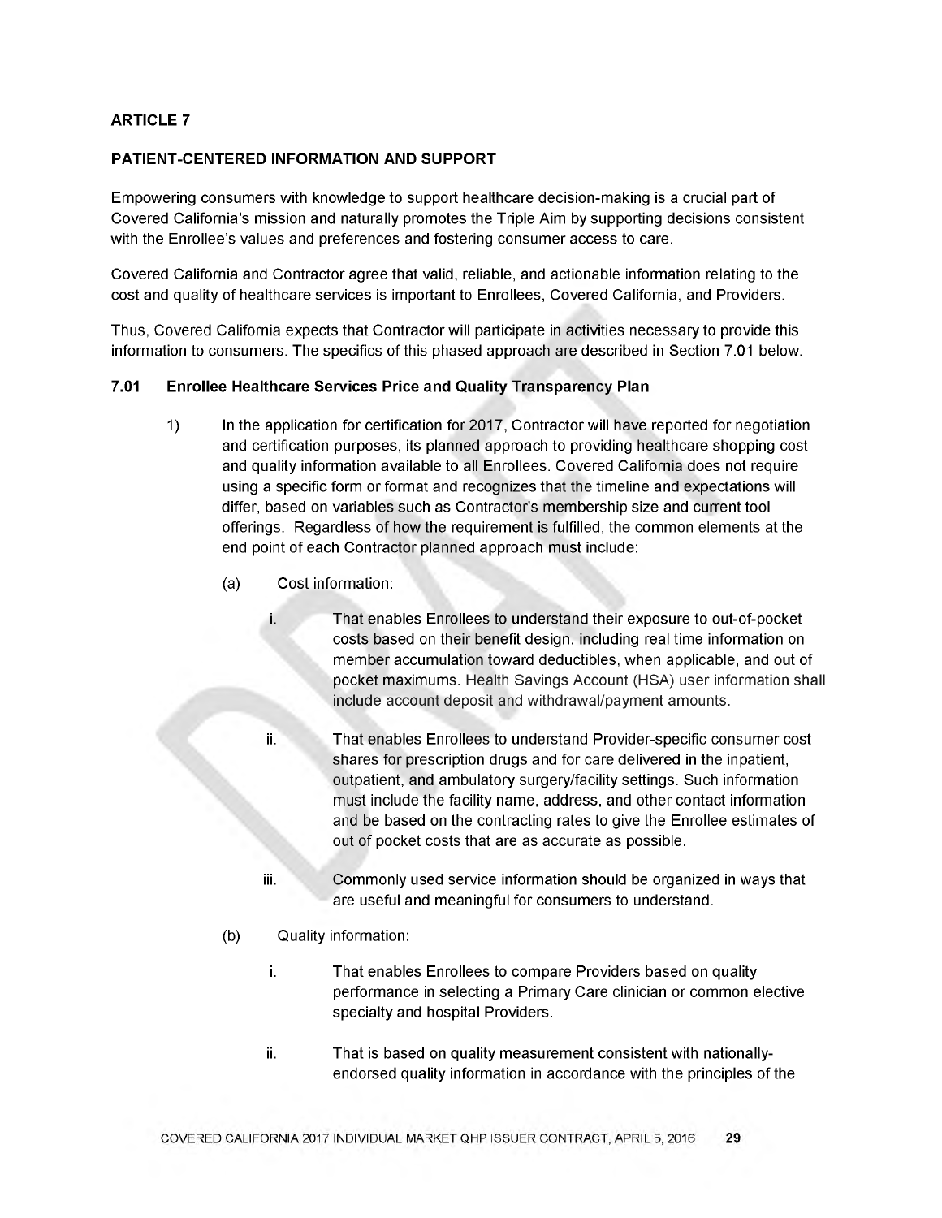## ARTICLE 7

## PATIENT-CENTERED INFORMATION AND SUPPORT

Empowering consumers with knowledge to support healthcare decision-making is a crucial part of Covered California's mission and naturally promotes the Triple Aim by supporting decisions consistent with the Enrollee's values and preferences and fostering consumer access to care.

Covered California and Contractor agree that valid, reliable, and actionable information relating to the cost and quality of healthcare services is important to Enrollees, Covered California, and Providers.

Thus, Covered California expects that Contractor will participate in activities necessary to provide this information to consumers. The specifics of this phased approach are described in Section 7.01 below.

### 7.01 Enrollee Healthcare Services Price and Quality Transparency Plan

1) In the application for certification for 2017, Contractor will have reported for negotiation and certification purposes, its planned approach to providing healthcare shopping cost and quality information available to all Enrollees. Covered California does not require using a specific form or format and recognizes that the timeline and expectations will differ, based on variables such as Contractor's membership size and current tool offerings. Regardless of how the requirement is fulfilled, the common elements at the end point of each Contractor planned approach must include:

   (a) Cost information:

      i. That enables Enrollees to understand their exposure to out-of-pocket costs based on their benefit design, including real time information on member accumulation toward deductibles, when applicable, and out of pocket maximums. Health Savings Account (HSA) user information shall include account deposit and withdrawal/payment amounts.

      ii. That enables Enrollees to understand Provider-specific consumer cost shares for prescription drugs and for care delivered in the inpatient, outpatient, and ambulatory surgery/facility settings. Such information must include the facility name, address, and other contact information and be based on the contracting rates to give the Enrollee estimates of out of pocket costs that are as accurate as possible.

      iii. Commonly used service information should be organized in ways that are useful and meaningful for consumers to understand.

   (b) Quality information:

      i. That enables Enrollees to compare Providers based on quality performance in selecting a Primary Care clinician or common elective specialty and hospital Providers.

      ii. That is based on quality measurement consistent with nationally-endorsed quality information in accordance with the principles of the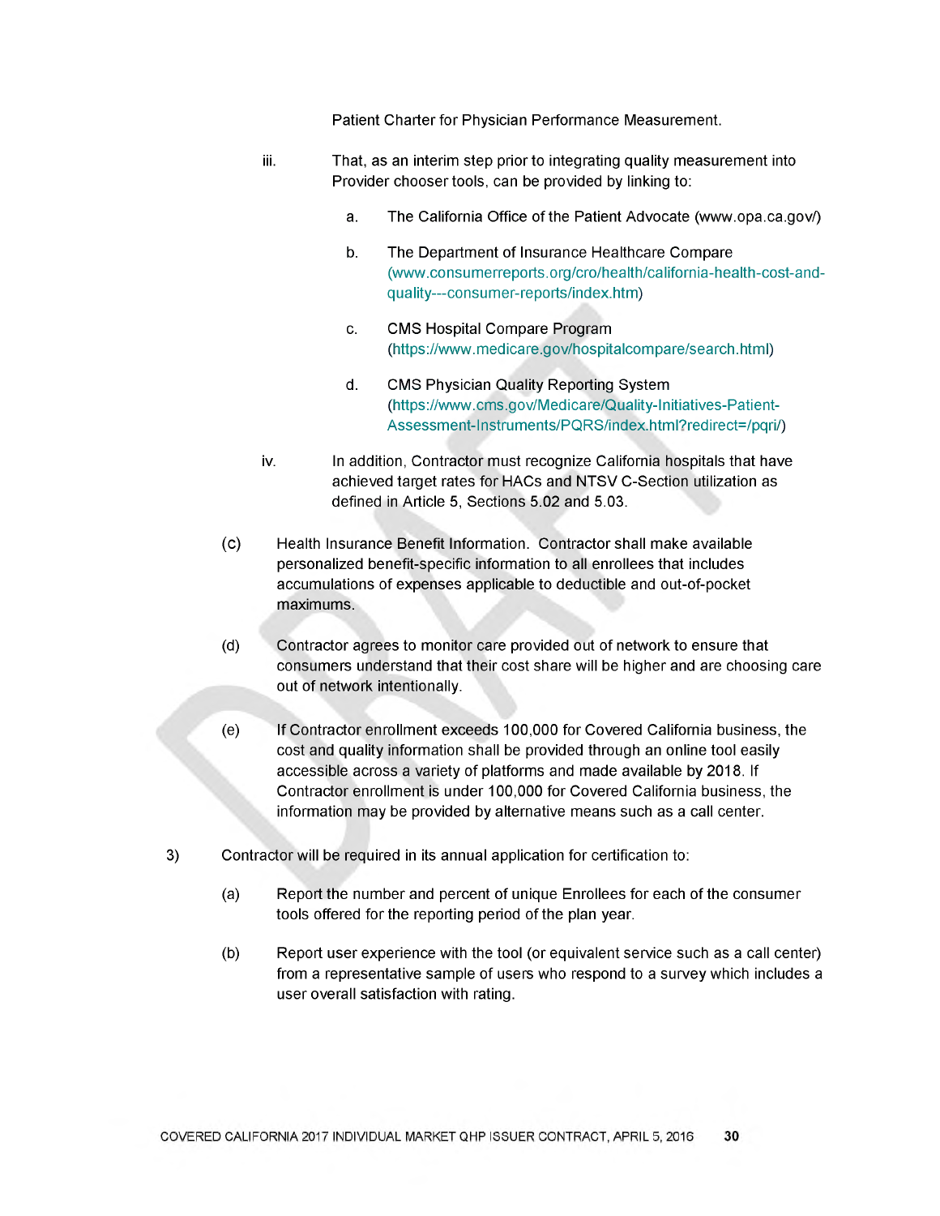Patient Charter for Physician Performance Measurement.

iii. That, as an interim step prior to integrating quality measurement into Provider chooser tools, can be provided by linking to:

   a. The California Office of the Patient Advocate (www.opa.ca.gov/)

   b. The Department of Insurance Healthcare Compare (www.consumerreports.org/cro/health/california-health-cost-and-quality---consumer-reports/index.htm)

   c. CMS Hospital Compare Program (https://www.medicare.gov/hospitalcompare/search.html)

   d. CMS Physician Quality Reporting System (https://www.cms.gov/Medicare/Quality-Initiatives-Patient-Assessment-Instruments/PQRS/index.html?redirect=/pqri/)

iv. In addition, Contractor must recognize California hospitals that have achieved target rates for HACs and NTSV C-Section utilization as defined in Article 5, Sections 5.02 and 5.03.

(c) Health Insurance Benefit Information. Contractor shall make available personalized benefit-specific information to all enrollees that includes accumulations of expenses applicable to deductible and out-of-pocket maximums.

(d) Contractor agrees to monitor care provided out of network to ensure that consumers understand that their cost share will be higher and are choosing care out of network intentionally.

(e) If Contractor enrollment exceeds 100,000 for Covered California business, the cost and quality information shall be provided through an online tool easily accessible across a variety of platforms and made available by 2018. If Contractor enrollment is under 100,000 for Covered California business, the information may be provided by alternative means such as a call center.

3) Contractor will be required in its annual application for certification to:

   (a) Report the number and percent of unique Enrollees for each of the consumer tools offered for the reporting period of the plan year.

   (b) Report user experience with the tool (or equivalent service such as a call center) from a representative sample of users who respond to a survey which includes a user overall satisfaction with rating.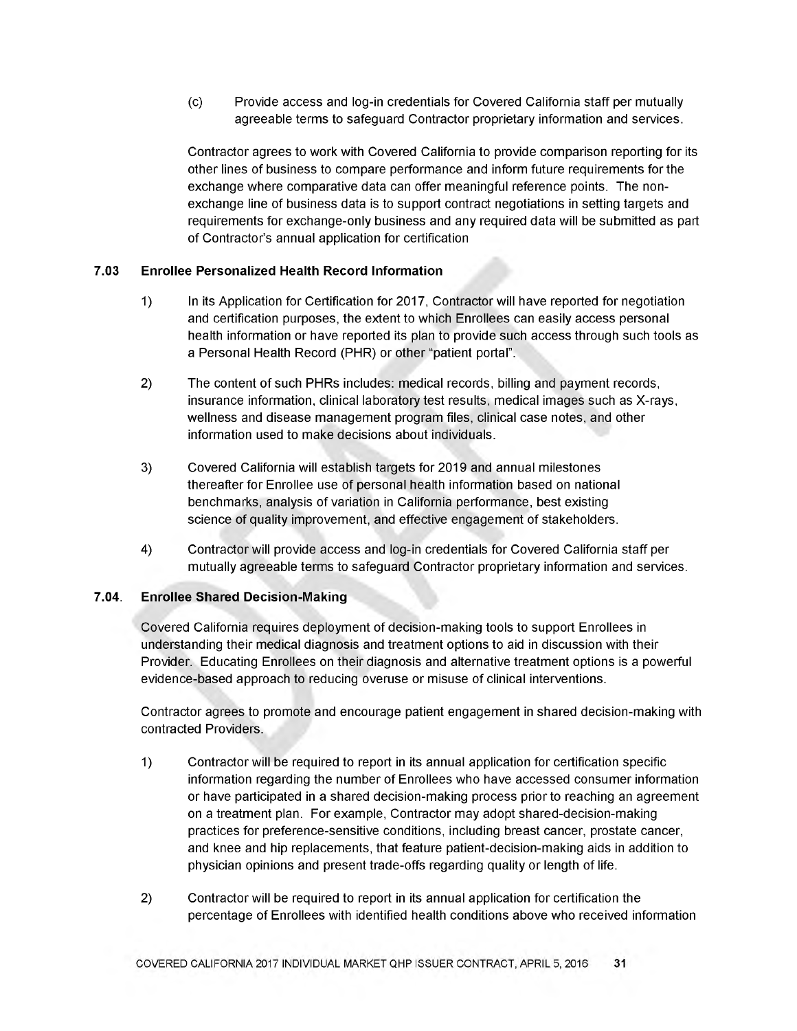(c) Provide access and log-in credentials for Covered California staff per mutually agreeable terms to safeguard Contractor proprietary information and services.

Contractor agrees to work with Covered California to provide comparison reporting for its other lines of business to compare performance and inform future requirements for the exchange where comparative data can offer meaningful reference points. The non-exchange line of business data is to support contract negotiations in setting targets and requirements for exchange-only business and any required data will be submitted as part of Contractor's annual application for certification

### 7.03 Enrollee Personalized Health Record Information

1) In its Application for Certification for 2017, Contractor will have reported for negotiation and certification purposes, the extent to which Enrollees can easily access personal health information or have reported its plan to provide such access through such tools as a Personal Health Record (PHR) or other "patient portal".

2) The content of such PHRs includes: medical records, billing and payment records, insurance information, clinical laboratory test results, medical images such as X-rays, wellness and disease management program files, clinical case notes, and other information used to make decisions about individuals.

3) Covered California will establish targets for 2019 and annual milestones thereafter for Enrollee use of personal health information based on national benchmarks, analysis of variation in California performance, best existing science of quality improvement, and effective engagement of stakeholders.

4) Contractor will provide access and log-in credentials for Covered California staff per mutually agreeable terms to safeguard Contractor proprietary information and services.

### 7.04. Enrollee Shared Decision-Making

Covered California requires deployment of decision-making tools to support Enrollees in understanding their medical diagnosis and treatment options to aid in discussion with their Provider. Educating Enrollees on their diagnosis and alternative treatment options is a powerful evidence-based approach to reducing overuse or misuse of clinical interventions.

Contractor agrees to promote and encourage patient engagement in shared decision-making with contracted Providers.

1) Contractor will be required to report in its annual application for certification specific information regarding the number of Enrollees who have accessed consumer information or have participated in a shared decision-making process prior to reaching an agreement on a treatment plan. For example, Contractor may adopt shared-decision-making practices for preference-sensitive conditions, including breast cancer, prostate cancer, and knee and hip replacements, that feature patient-decision-making aids in addition to physician opinions and present trade-offs regarding quality or length of life.

2) Contractor will be required to report in its annual application for certification the percentage of Enrollees with identified health conditions above who received information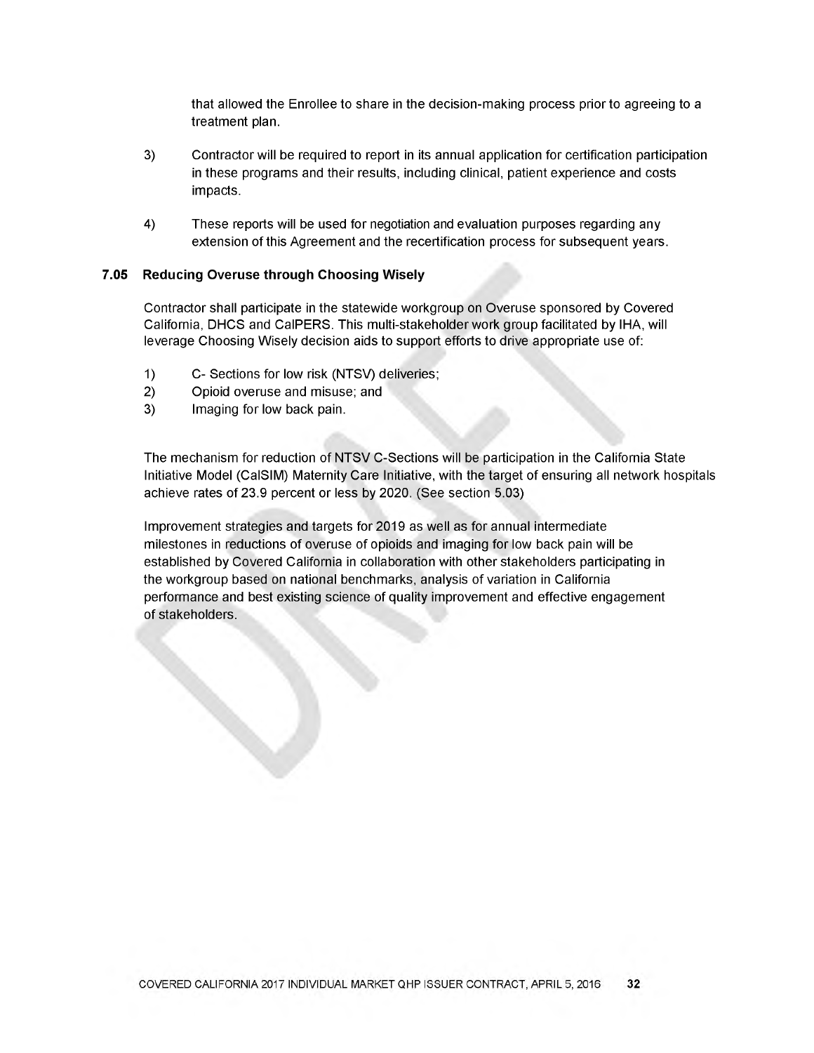that allowed the Enrollee to share in the decision-making process prior to agreeing to a treatment plan.

3) Contractor will be required to report in its annual application for certification participation in these programs and their results, including clinical, patient experience and costs impacts.

4) These reports will be used for negotiation and evaluation purposes regarding any extension of this Agreement and the recertification process for subsequent years.

### 7.05 Reducing Overuse through Choosing Wisely

Contractor shall participate in the statewide workgroup on Overuse sponsored by Covered California, DHCS and CalPERS. This multi-stakeholder work group facilitated by IHA, will leverage Choosing Wisely decision aids to support efforts to drive appropriate use of:

1) C- Sections for low risk (NTSV) deliveries;
2) Opioid overuse and misuse; and
3) Imaging for low back pain.

The mechanism for reduction of NTSV C-Sections will be participation in the California State Initiative Model (CalSIM) Maternity Care Initiative, with the target of ensuring all network hospitals achieve rates of 23.9 percent or less by 2020. (See section 5.03)

Improvement strategies and targets for 2019 as well as for annual intermediate milestones in reductions of overuse of opioids and imaging for low back pain will be established by Covered California in collaboration with other stakeholders participating in the workgroup based on national benchmarks, analysis of variation in California performance and best existing science of quality improvement and effective engagement of stakeholders.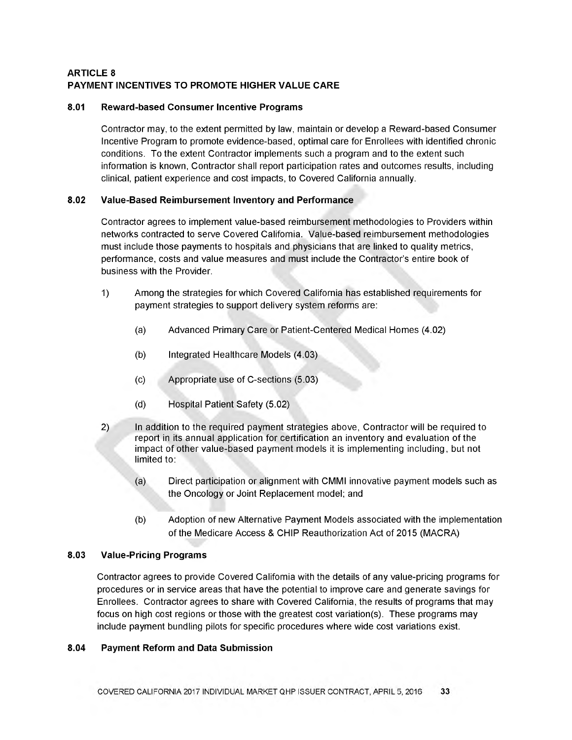# ARTICLE 8
# PAYMENT INCENTIVES TO PROMOTE HIGHER VALUE CARE

## 8.01 Reward-based Consumer Incentive Programs

Contractor may, to the extent permitted by law, maintain or develop a Reward-based Consumer Incentive Program to promote evidence-based, optimal care for Enrollees with identified chronic conditions. To the extent Contractor implements such a program and to the extent such information is known, Contractor shall report participation rates and outcomes results, including clinical, patient experience and cost impacts, to Covered California annually.

## 8.02 Value-Based Reimbursement Inventory and Performance

Contractor agrees to implement value-based reimbursement methodologies to Providers within networks contracted to serve Covered California. Value-based reimbursement methodologies must include those payments to hospitals and physicians that are linked to quality metrics, performance, costs and value measures and must include the Contractor's entire book of business with the Provider.

1) Among the strategies for which Covered California has established requirements for payment strategies to support delivery system reforms are:

   (a) Advanced Primary Care or Patient-Centered Medical Homes (4.02)

   (b) Integrated Healthcare Models (4.03)

   (c) Appropriate use of C-sections (5.03)

   (d) Hospital Patient Safety (5.02)

2) In addition to the required payment strategies above, Contractor will be required to report in its annual application for certification an inventory and evaluation of the impact of other value-based payment models it is implementing including, but not limited to:

   (a) Direct participation or alignment with CMMI innovative payment models such as the Oncology or Joint Replacement model; and

   (b) Adoption of new Alternative Payment Models associated with the implementation of the Medicare Access & CHIP Reauthorization Act of 2015 (MACRA)

## 8.03 Value-Pricing Programs

Contractor agrees to provide Covered California with the details of any value-pricing programs for procedures or in service areas that have the potential to improve care and generate savings for Enrollees. Contractor agrees to share with Covered California, the results of programs that may focus on high cost regions or those with the greatest cost variation(s). These programs may include payment bundling pilots for specific procedures where wide cost variations exist.

## 8.04 Payment Reform and Data Submission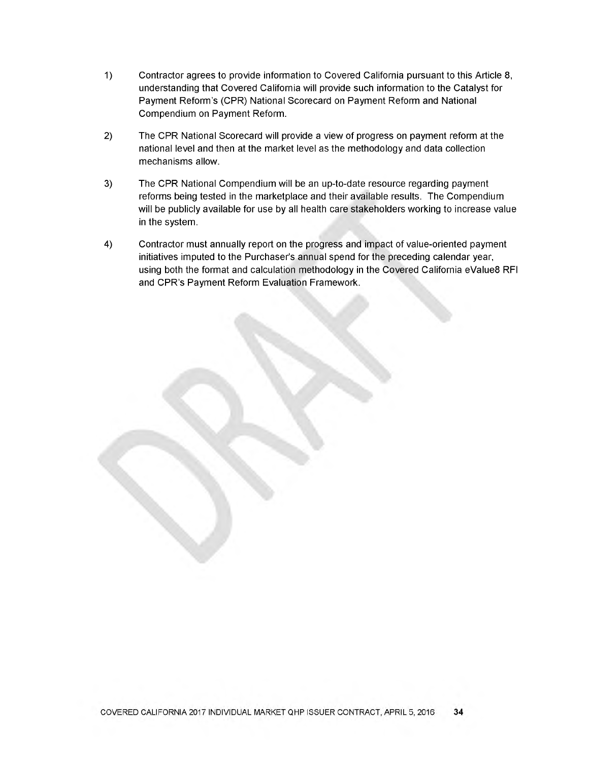1) Contractor agrees to provide information to Covered California pursuant to this Article 8, understanding that Covered California will provide such information to the Catalyst for Payment Reform's (CPR) National Scorecard on Payment Reform and National Compendium on Payment Reform.

2) The CPR National Scorecard will provide a view of progress on payment reform at the national level and then at the market level as the methodology and data collection mechanisms allow.

3) The CPR National Compendium will be an up-to-date resource regarding payment reforms being tested in the marketplace and their available results. The Compendium will be publicly available for use by all health care stakeholders working to increase value in the system.

4) Contractor must annually report on the progress and impact of value-oriented payment initiatives imputed to the Purchaser's annual spend for the preceding calendar year, using both the format and calculation methodology in the Covered California eValue8 RFI and CPR's Payment Reform Evaluation Framework.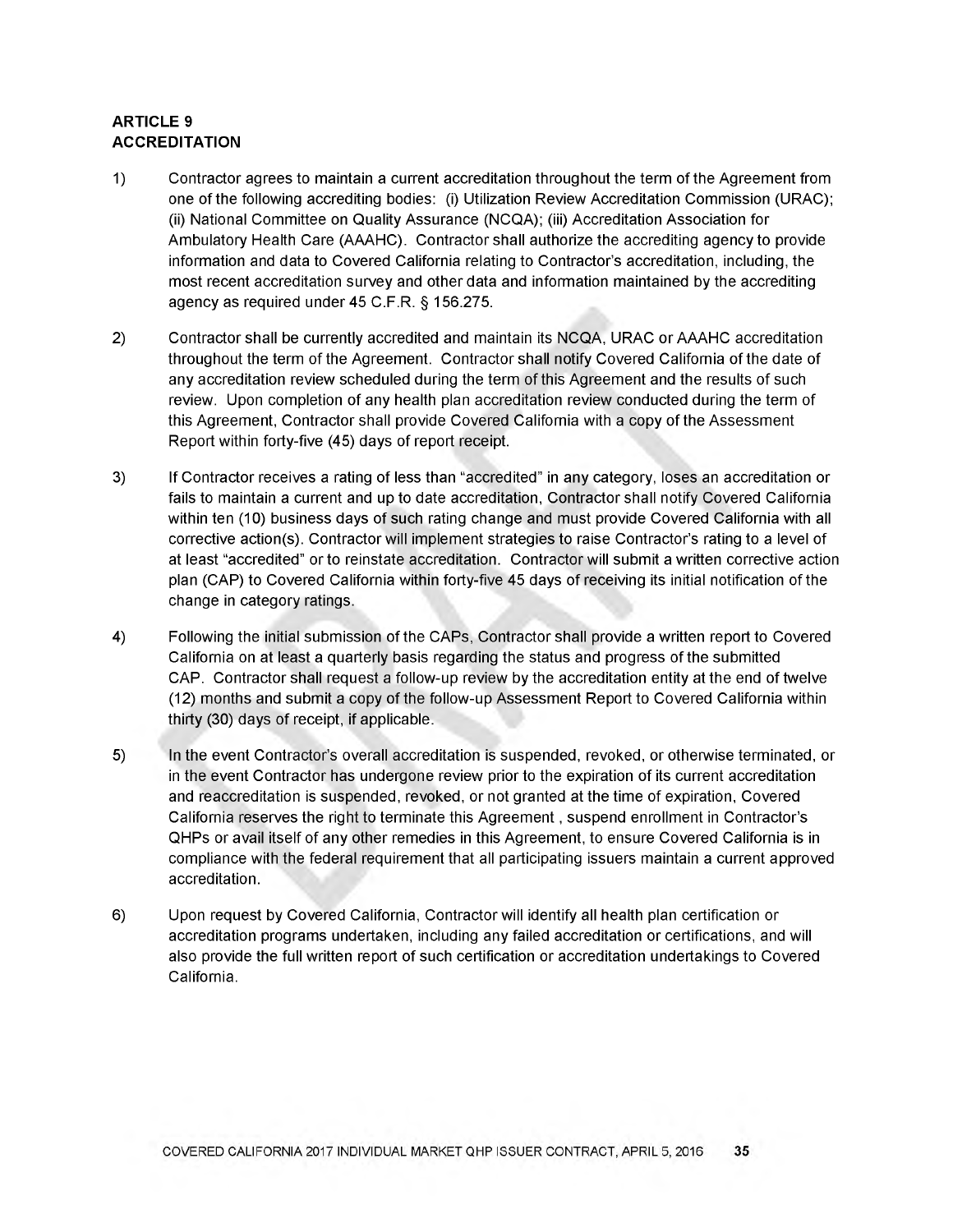## ARTICLE 9
## ACCREDITATION

1) Contractor agrees to maintain a current accreditation throughout the term of the Agreement from one of the following accrediting bodies: (i) Utilization Review Accreditation Commission (URAC); (ii) National Committee on Quality Assurance (NCQA); (iii) Accreditation Association for Ambulatory Health Care (AAAHC). Contractor shall authorize the accrediting agency to provide information and data to Covered California relating to Contractor's accreditation, including, the most recent accreditation survey and other data and information maintained by the accrediting agency as required under 45 C.F.R. § 156.275.

2) Contractor shall be currently accredited and maintain its NCQA, URAC or AAAHC accreditation throughout the term of the Agreement. Contractor shall notify Covered California of the date of any accreditation review scheduled during the term of this Agreement and the results of such review. Upon completion of any health plan accreditation review conducted during the term of this Agreement, Contractor shall provide Covered California with a copy of the Assessment Report within forty-five (45) days of report receipt.

3) If Contractor receives a rating of less than "accredited" in any category, loses an accreditation or fails to maintain a current and up to date accreditation, Contractor shall notify Covered California within ten (10) business days of such rating change and must provide Covered California with all corrective action(s). Contractor will implement strategies to raise Contractor's rating to a level of at least "accredited" or to reinstate accreditation. Contractor will submit a written corrective action plan (CAP) to Covered California within forty-five 45 days of receiving its initial notification of the change in category ratings.

4) Following the initial submission of the CAPs, Contractor shall provide a written report to Covered California on at least a quarterly basis regarding the status and progress of the submitted CAP. Contractor shall request a follow-up review by the accreditation entity at the end of twelve (12) months and submit a copy of the follow-up Assessment Report to Covered California within thirty (30) days of receipt, if applicable.

5) In the event Contractor's overall accreditation is suspended, revoked, or otherwise terminated, or in the event Contractor has undergone review prior to the expiration of its current accreditation and reaccreditation is suspended, revoked, or not granted at the time of expiration, Covered California reserves the right to terminate this Agreement , suspend enrollment in Contractor's QHPs or avail itself of any other remedies in this Agreement, to ensure Covered California is in compliance with the federal requirement that all participating issuers maintain a current approved accreditation.

6) Upon request by Covered California, Contractor will identify all health plan certification or accreditation programs undertaken, including any failed accreditation or certifications, and will also provide the full written report of such certification or accreditation undertakings to Covered California.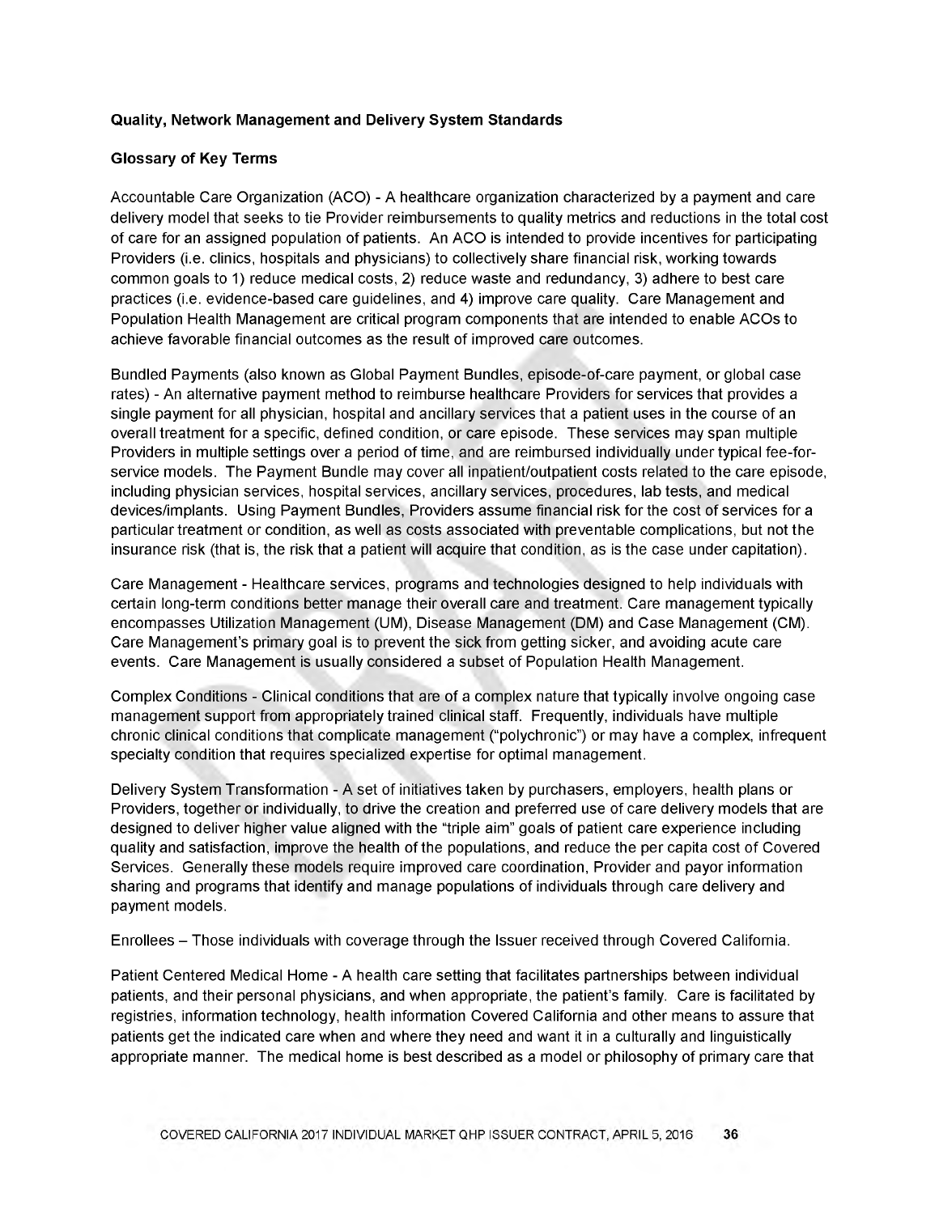**Quality, Network Management and Delivery System Standards**

**Glossary of Key Terms**

Accountable Care Organization (ACO) - A healthcare organization characterized by a payment and care delivery model that seeks to tie Provider reimbursements to quality metrics and reductions in the total cost of care for an assigned population of patients. An ACO is intended to provide incentives for participating Providers (i.e. clinics, hospitals and physicians) to collectively share financial risk, working towards common goals to 1) reduce medical costs, 2) reduce waste and redundancy, 3) adhere to best care practices (i.e. evidence-based care guidelines, and 4) improve care quality. Care Management and Population Health Management are critical program components that are intended to enable ACOs to achieve favorable financial outcomes as the result of improved care outcomes.

Bundled Payments (also known as Global Payment Bundles, episode-of-care payment, or global case rates) - An alternative payment method to reimburse healthcare Providers for services that provides a single payment for all physician, hospital and ancillary services that a patient uses in the course of an overall treatment for a specific, defined condition, or care episode. These services may span multiple Providers in multiple settings over a period of time, and are reimbursed individually under typical fee-for-service models. The Payment Bundle may cover all inpatient/outpatient costs related to the care episode, including physician services, hospital services, ancillary services, procedures, lab tests, and medical devices/implants. Using Payment Bundles, Providers assume financial risk for the cost of services for a particular treatment or condition, as well as costs associated with preventable complications, but not the insurance risk (that is, the risk that a patient will acquire that condition, as is the case under capitation).

Care Management - Healthcare services, programs and technologies designed to help individuals with certain long-term conditions better manage their overall care and treatment. Care management typically encompasses Utilization Management (UM), Disease Management (DM) and Case Management (CM). Care Management's primary goal is to prevent the sick from getting sicker, and avoiding acute care events. Care Management is usually considered a subset of Population Health Management.

Complex Conditions - Clinical conditions that are of a complex nature that typically involve ongoing case management support from appropriately trained clinical staff. Frequently, individuals have multiple chronic clinical conditions that complicate management ("polychronic") or may have a complex, infrequent specialty condition that requires specialized expertise for optimal management.

Delivery System Transformation - A set of initiatives taken by purchasers, employers, health plans or Providers, together or individually, to drive the creation and preferred use of care delivery models that are designed to deliver higher value aligned with the "triple aim" goals of patient care experience including quality and satisfaction, improve the health of the populations, and reduce the per capita cost of Covered Services. Generally these models require improved care coordination, Provider and payor information sharing and programs that identify and manage populations of individuals through care delivery and payment models.

Enrollees – Those individuals with coverage through the Issuer received through Covered California.

Patient Centered Medical Home - A health care setting that facilitates partnerships between individual patients, and their personal physicians, and when appropriate, the patient's family. Care is facilitated by registries, information technology, health information Covered California and other means to assure that patients get the indicated care when and where they need and want it in a culturally and linguistically appropriate manner. The medical home is best described as a model or philosophy of primary care that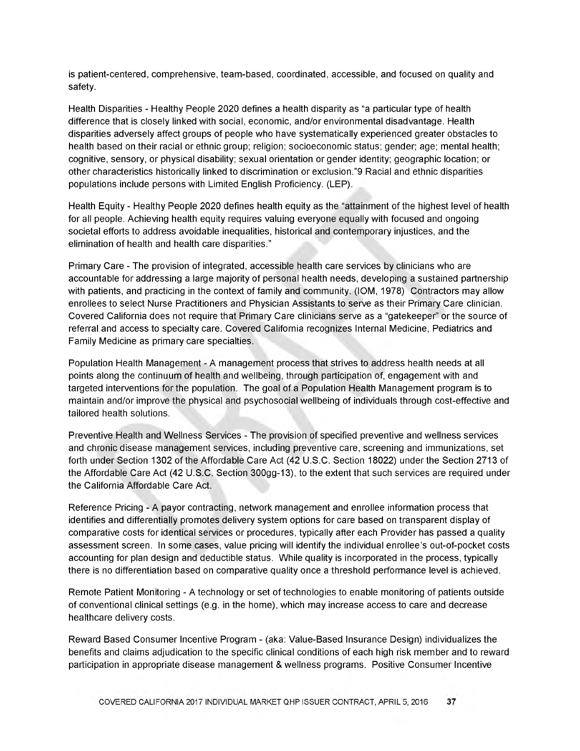is patient-centered, comprehensive, team-based, coordinated, accessible, and focused on quality and safety.

Health Disparities - Healthy People 2020 defines a health disparity as "a particular type of health difference that is closely linked with social, economic, and/or environmental disadvantage. Health disparities adversely affect groups of people who have systematically experienced greater obstacles to health based on their racial or ethnic group; religion; socioeconomic status; gender; age; mental health; cognitive, sensory, or physical disability; sexual orientation or gender identity; geographic location; or other characteristics historically linked to discrimination or exclusion."9 Racial and ethnic disparities populations include persons with Limited English Proficiency. (LEP).

Health Equity - Healthy People 2020 defines health equity as the "attainment of the highest level of health for all people. Achieving health equity requires valuing everyone equally with focused and ongoing societal efforts to address avoidable inequalities, historical and contemporary injustices, and the elimination of health and health care disparities."

Primary Care - The provision of integrated, accessible health care services by clinicians who are accountable for addressing a large majority of personal health needs, developing a sustained partnership with patients, and practicing in the context of family and community. (IOM, 1978) Contractors may allow enrollees to select Nurse Practitioners and Physician Assistants to serve as their Primary Care clinician. Covered California does not require that Primary Care clinicians serve as a "gatekeeper" or the source of referral and access to specialty care. Covered California recognizes Internal Medicine, Pediatrics and Family Medicine as primary care specialties.

Population Health Management - A management process that strives to address health needs at all points along the continuum of health and wellbeing, through participation of, engagement with and targeted interventions for the population. The goal of a Population Health Management program is to maintain and/or improve the physical and psychosocial wellbeing of individuals through cost-effective and tailored health solutions.

Preventive Health and Wellness Services - The provision of specified preventive and wellness services and chronic disease management services, including preventive care, screening and immunizations, set forth under Section 1302 of the Affordable Care Act (42 U.S.C. Section 18022) under the Section 2713 of the Affordable Care Act (42 U.S.C. Section 300gg-13), to the extent that such services are required under the California Affordable Care Act.

Reference Pricing - A payor contracting, network management and enrollee information process that identifies and differentially promotes delivery system options for care based on transparent display of comparative costs for identical services or procedures, typically after each Provider has passed a quality assessment screen. In some cases, value pricing will identify the individual enrollee's out-of-pocket costs accounting for plan design and deductible status. While quality is incorporated in the process, typically there is no differentiation based on comparative quality once a threshold performance level is achieved.

Remote Patient Monitoring - A technology or set of technologies to enable monitoring of patients outside of conventional clinical settings (e.g. in the home), which may increase access to care and decrease healthcare delivery costs.

Reward Based Consumer Incentive Program - (aka: Value-Based Insurance Design) individualizes the benefits and claims adjudication to the specific clinical conditions of each high risk member and to reward participation in appropriate disease management & wellness programs. Positive Consumer Incentive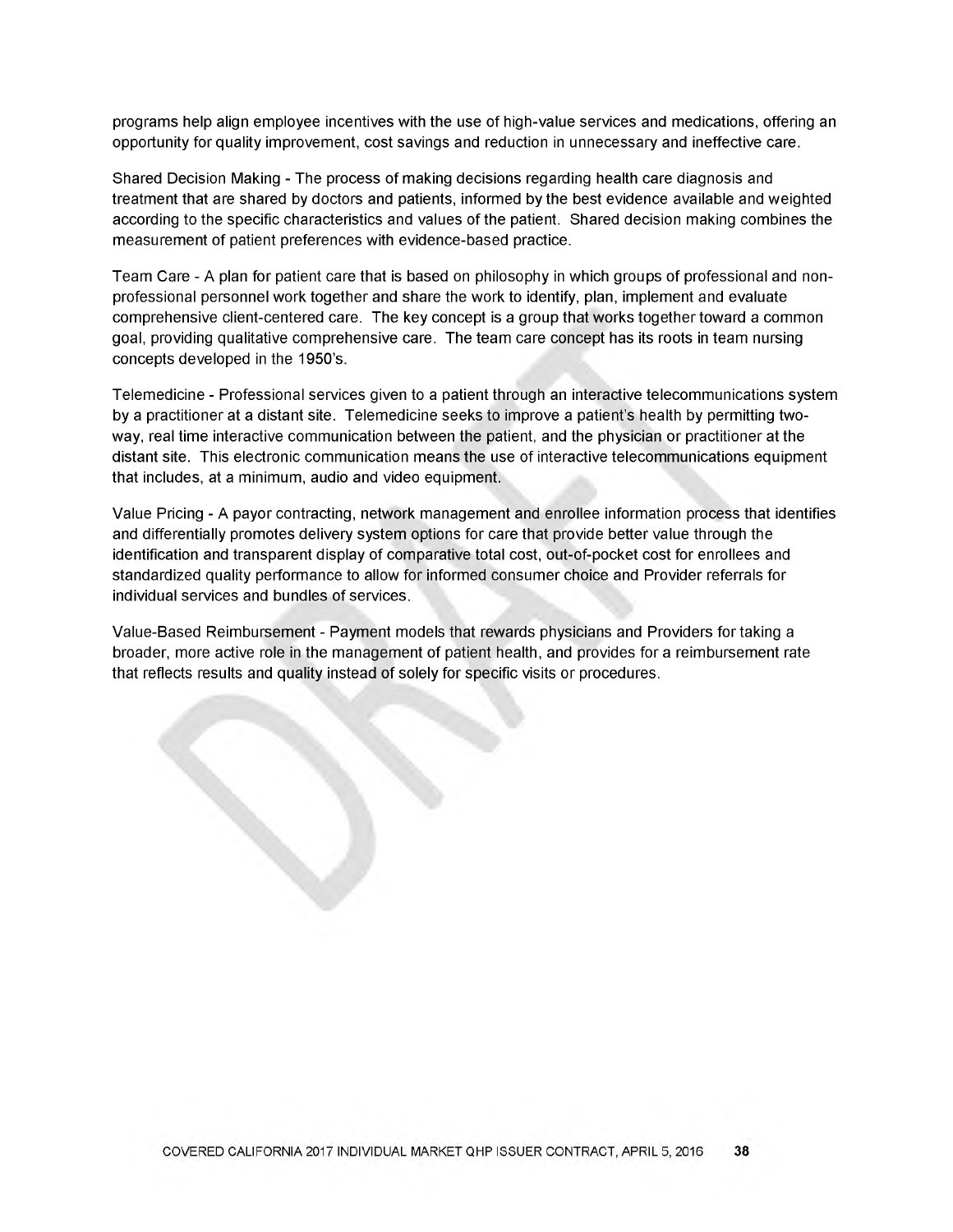programs help align employee incentives with the use of high-value services and medications, offering an opportunity for quality improvement, cost savings and reduction in unnecessary and ineffective care.

Shared Decision Making - The process of making decisions regarding health care diagnosis and treatment that are shared by doctors and patients, informed by the best evidence available and weighted according to the specific characteristics and values of the patient. Shared decision making combines the measurement of patient preferences with evidence-based practice.

Team Care - A plan for patient care that is based on philosophy in which groups of professional and non-professional personnel work together and share the work to identify, plan, implement and evaluate comprehensive client-centered care. The key concept is a group that works together toward a common goal, providing qualitative comprehensive care. The team care concept has its roots in team nursing concepts developed in the 1950's.

Telemedicine - Professional services given to a patient through an interactive telecommunications system by a practitioner at a distant site. Telemedicine seeks to improve a patient's health by permitting two-way, real time interactive communication between the patient, and the physician or practitioner at the distant site. This electronic communication means the use of interactive telecommunications equipment that includes, at a minimum, audio and video equipment.

Value Pricing - A payor contracting, network management and enrollee information process that identifies and differentially promotes delivery system options for care that provide better value through the identification and transparent display of comparative total cost, out-of-pocket cost for enrollees and standardized quality performance to allow for informed consumer choice and Provider referrals for individual services and bundles of services.

Value-Based Reimbursement - Payment models that rewards physicians and Providers for taking a broader, more active role in the management of patient health, and provides for a reimbursement rate that reflects results and quality instead of solely for specific visits or procedures.